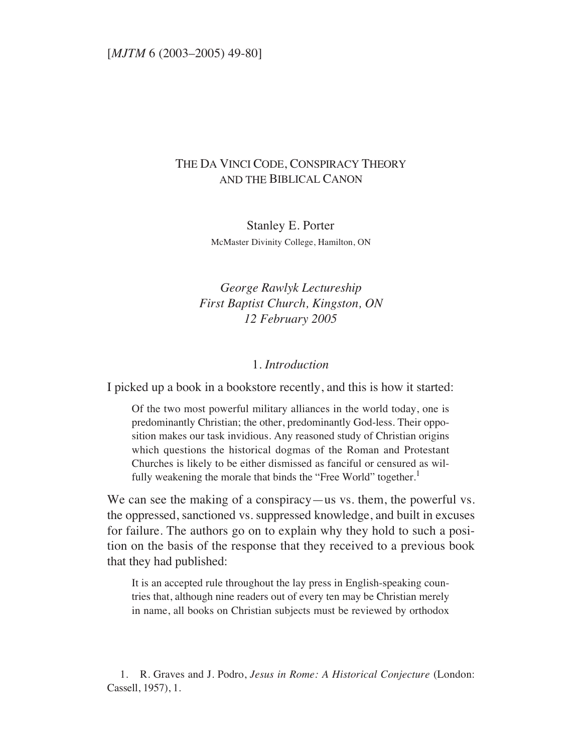# THE DA VINCI CODE, CONSPIRACY THEORY AND THE BIBLICAL CANON

Stanley E. Porter

McMaster Divinity College, Hamilton, ON

*George Rawlyk Lectureship*
*First Baptist Church, Kingston, ON*
*12 February 2005*

## 1. *Introduction*

I picked up a book in a bookstore recently, and this is how it started:

> Of the two most powerful military alliances in the world today, one is predominantly Christian; the other, predominantly God-less. Their opposition makes our task invidious. Any reasoned study of Christian origins which questions the historical dogmas of the Roman and Protestant Churches is likely to be either dismissed as fanciful or censured as wilfully weakening the morale that binds the "Free World" together.[1]

We can see the making of a conspiracy—us vs. them, the powerful vs. the oppressed, sanctioned vs. suppressed knowledge, and built in excuses for failure. The authors go on to explain why they hold to such a position on the basis of the response that they received to a previous book that they had published:

> It is an accepted rule throughout the lay press in English-speaking countries that, although nine readers out of every ten may be Christian merely in name, all books on Christian subjects must be reviewed by orthodox

1. R. Graves and J. Podro, *Jesus in Rome: A Historical Conjecture* (London: Cassell, 1957), 1.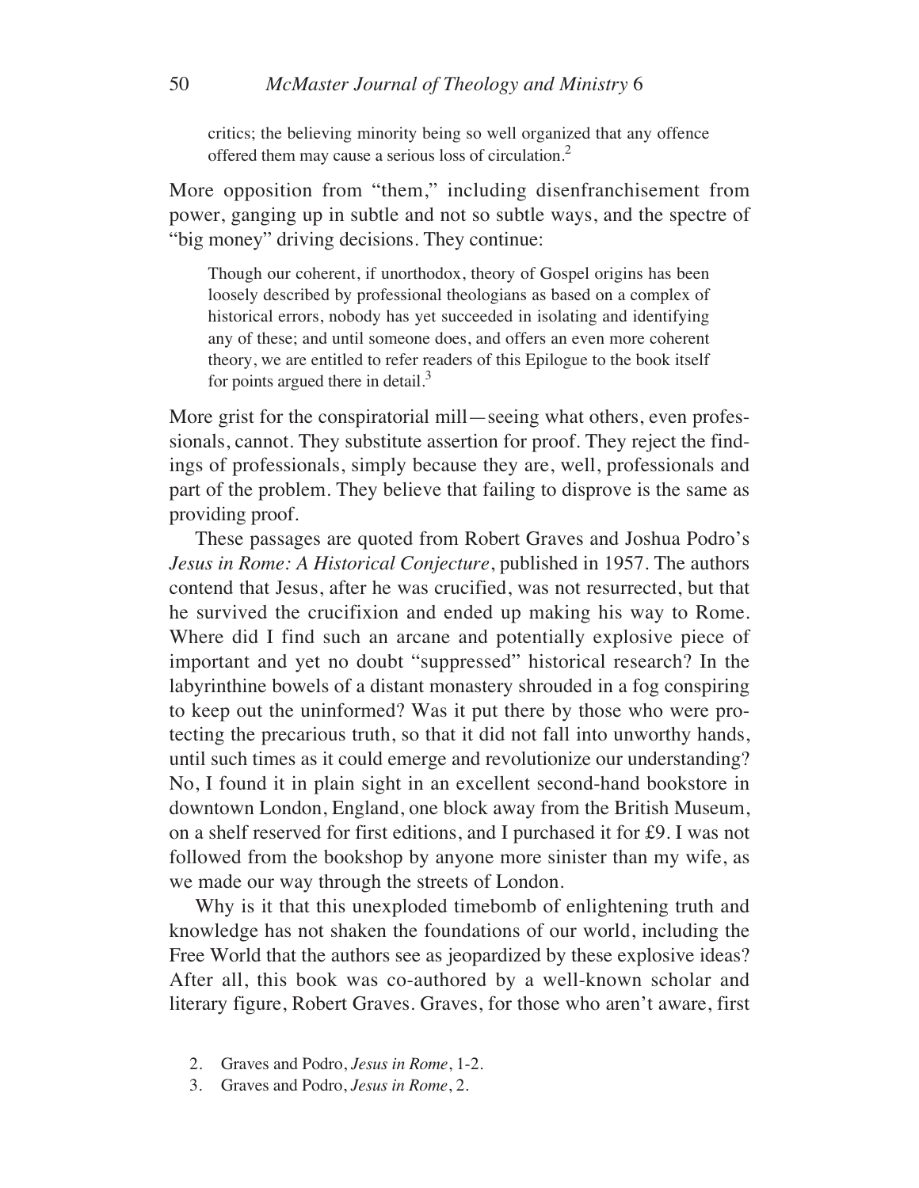> critics; the believing minority being so well organized that any offence offered them may cause a serious loss of circulation.[2]

More opposition from "them," including disenfranchisement from power, ganging up in subtle and not so subtle ways, and the spectre of "big money" driving decisions. They continue:

> Though our coherent, if unorthodox, theory of Gospel origins has been loosely described by professional theologians as based on a complex of historical errors, nobody has yet succeeded in isolating and identifying any of these; and until someone does, and offers an even more coherent theory, we are entitled to refer readers of this Epilogue to the book itself for points argued there in detail.[3]

More grist for the conspiratorial mill—seeing what others, even professionals, cannot. They substitute assertion for proof. They reject the findings of professionals, simply because they are, well, professionals and part of the problem. They believe that failing to disprove is the same as providing proof.

These passages are quoted from Robert Graves and Joshua Podro's *Jesus in Rome: A Historical Conjecture*, published in 1957. The authors contend that Jesus, after he was crucified, was not resurrected, but that he survived the crucifixion and ended up making his way to Rome. Where did I find such an arcane and potentially explosive piece of important and yet no doubt "suppressed" historical research? In the labyrinthine bowels of a distant monastery shrouded in a fog conspiring to keep out the uninformed? Was it put there by those who were protecting the precarious truth, so that it did not fall into unworthy hands, until such times as it could emerge and revolutionize our understanding? No, I found it in plain sight in an excellent second-hand bookstore in downtown London, England, one block away from the British Museum, on a shelf reserved for first editions, and I purchased it for £9. I was not followed from the bookshop by anyone more sinister than my wife, as we made our way through the streets of London.

Why is it that this unexploded timebomb of enlightening truth and knowledge has not shaken the foundations of our world, including the Free World that the authors see as jeopardized by these explosive ideas? After all, this book was co-authored by a well-known scholar and literary figure, Robert Graves. Graves, for those who aren't aware, first

2. Graves and Podro, *Jesus in Rome*, 1-2.
3. Graves and Podro, *Jesus in Rome*, 2.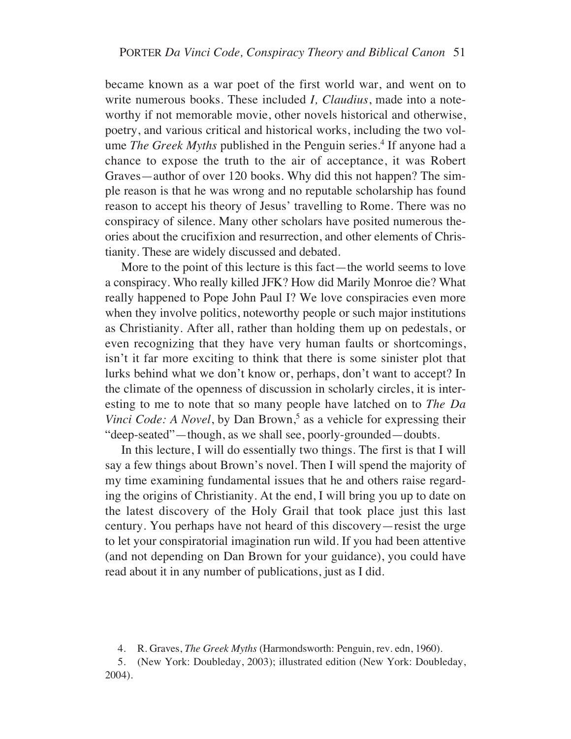became known as a war poet of the first world war, and went on to write numerous books. These included *I, Claudius*, made into a noteworthy if not memorable movie, other novels historical and otherwise, poetry, and various critical and historical works, including the two volume *The Greek Myths* published in the Penguin series.[4] If anyone had a chance to expose the truth to the air of acceptance, it was Robert Graves—author of over 120 books. Why did this not happen? The simple reason is that he was wrong and no reputable scholarship has found reason to accept his theory of Jesus' travelling to Rome. There was no conspiracy of silence. Many other scholars have posited numerous theories about the crucifixion and resurrection, and other elements of Christianity. These are widely discussed and debated.

More to the point of this lecture is this fact—the world seems to love a conspiracy. Who really killed JFK? How did Marily Monroe die? What really happened to Pope John Paul I? We love conspiracies even more when they involve politics, noteworthy people or such major institutions as Christianity. After all, rather than holding them up on pedestals, or even recognizing that they have very human faults or shortcomings, isn't it far more exciting to think that there is some sinister plot that lurks behind what we don't know or, perhaps, don't want to accept? In the climate of the openness of discussion in scholarly circles, it is interesting to me to note that so many people have latched on to *The Da Vinci Code: A Novel*, by Dan Brown,[5] as a vehicle for expressing their "deep-seated"—though, as we shall see, poorly-grounded—doubts.

In this lecture, I will do essentially two things. The first is that I will say a few things about Brown's novel. Then I will spend the majority of my time examining fundamental issues that he and others raise regarding the origins of Christianity. At the end, I will bring you up to date on the latest discovery of the Holy Grail that took place just this last century. You perhaps have not heard of this discovery—resist the urge to let your conspiratorial imagination run wild. If you had been attentive (and not depending on Dan Brown for your guidance), you could have read about it in any number of publications, just as I did.

4. R. Graves, *The Greek Myths* (Harmondsworth: Penguin, rev. edn, 1960).

5. (New York: Doubleday, 2003); illustrated edition (New York: Doubleday, 2004).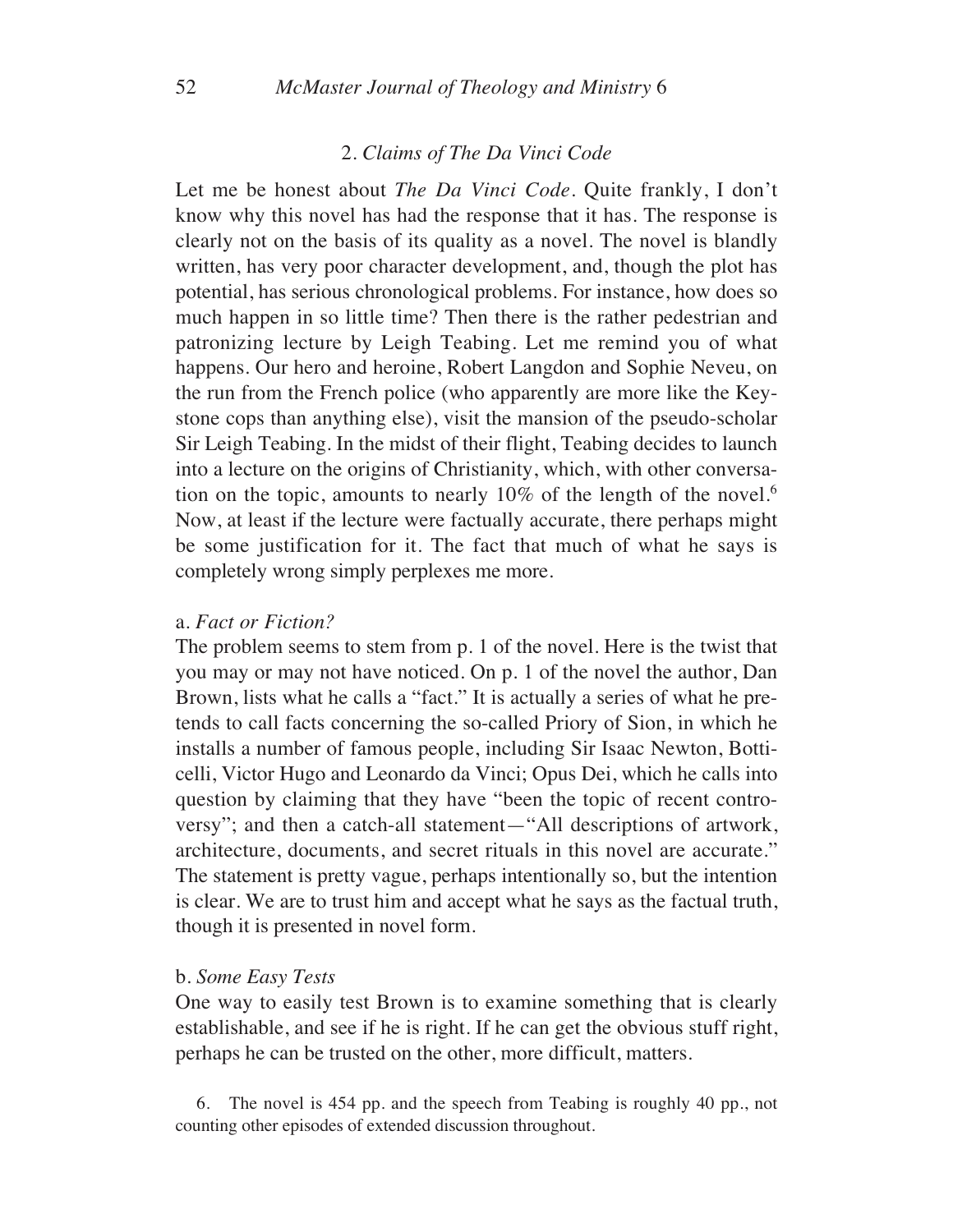## 2. *Claims of The Da Vinci Code*

Let me be honest about *The Da Vinci Code*. Quite frankly, I don't know why this novel has had the response that it has. The response is clearly not on the basis of its quality as a novel. The novel is blandly written, has very poor character development, and, though the plot has potential, has serious chronological problems. For instance, how does so much happen in so little time? Then there is the rather pedestrian and patronizing lecture by Leigh Teabing. Let me remind you of what happens. Our hero and heroine, Robert Langdon and Sophie Neveu, on the run from the French police (who apparently are more like the Keystone cops than anything else), visit the mansion of the pseudo-scholar Sir Leigh Teabing. In the midst of their flight, Teabing decides to launch into a lecture on the origins of Christianity, which, with other conversation on the topic, amounts to nearly 10% of the length of the novel.[6] Now, at least if the lecture were factually accurate, there perhaps might be some justification for it. The fact that much of what he says is completely wrong simply perplexes me more.

### a. *Fact or Fiction?*

The problem seems to stem from p. 1 of the novel. Here is the twist that you may or may not have noticed. On p. 1 of the novel the author, Dan Brown, lists what he calls a "fact." It is actually a series of what he pretends to call facts concerning the so-called Priory of Sion, in which he installs a number of famous people, including Sir Isaac Newton, Botticelli, Victor Hugo and Leonardo da Vinci; Opus Dei, which he calls into question by claiming that they have "been the topic of recent controversy"; and then a catch-all statement—"All descriptions of artwork, architecture, documents, and secret rituals in this novel are accurate." The statement is pretty vague, perhaps intentionally so, but the intention is clear. We are to trust him and accept what he says as the factual truth, though it is presented in novel form.

### b. *Some Easy Tests*

One way to easily test Brown is to examine something that is clearly establishable, and see if he is right. If he can get the obvious stuff right, perhaps he can be trusted on the other, more difficult, matters.

6. The novel is 454 pp. and the speech from Teabing is roughly 40 pp., not counting other episodes of extended discussion throughout.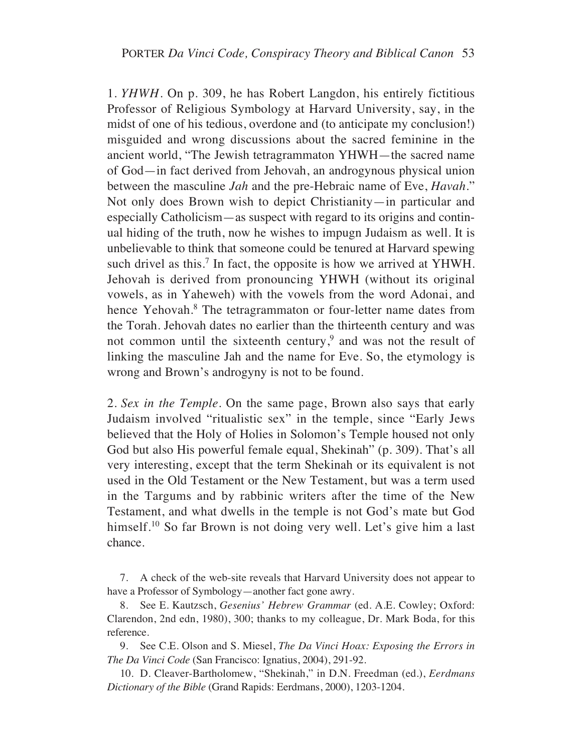1. *YHWH*. On p. 309, he has Robert Langdon, his entirely fictitious Professor of Religious Symbology at Harvard University, say, in the midst of one of his tedious, overdone and (to anticipate my conclusion!) misguided and wrong discussions about the sacred feminine in the ancient world, "The Jewish tetragrammaton YHWH—the sacred name of God—in fact derived from Jehovah, an androgynous physical union between the masculine *Jah* and the pre-Hebraic name of Eve, *Havah*." Not only does Brown wish to depict Christianity—in particular and especially Catholicism—as suspect with regard to its origins and continual hiding of the truth, now he wishes to impugn Judaism as well. It is unbelievable to think that someone could be tenured at Harvard spewing such drivel as this.[7] In fact, the opposite is how we arrived at YHWH. Jehovah is derived from pronouncing YHWH (without its original vowels, as in Yaheweh) with the vowels from the word Adonai, and hence Yehovah.[8] The tetragrammaton or four-letter name dates from the Torah. Jehovah dates no earlier than the thirteenth century and was not common until the sixteenth century,[9] and was not the result of linking the masculine Jah and the name for Eve. So, the etymology is wrong and Brown's androgyny is not to be found.

2. *Sex in the Temple*. On the same page, Brown also says that early Judaism involved "ritualistic sex" in the temple, since "Early Jews believed that the Holy of Holies in Solomon's Temple housed not only God but also His powerful female equal, Shekinah" (p. 309). That's all very interesting, except that the term Shekinah or its equivalent is not used in the Old Testament or the New Testament, but was a term used in the Targums and by rabbinic writers after the time of the New Testament, and what dwells in the temple is not God's mate but God himself.[10] So far Brown is not doing very well. Let's give him a last chance.

7. A check of the web-site reveals that Harvard University does not appear to have a Professor of Symbology—another fact gone awry.

8. See E. Kautzsch, *Gesenius' Hebrew Grammar* (ed. A.E. Cowley; Oxford: Clarendon, 2nd edn, 1980), 300; thanks to my colleague, Dr. Mark Boda, for this reference.

9. See C.E. Olson and S. Miesel, *The Da Vinci Hoax: Exposing the Errors in The Da Vinci Code* (San Francisco: Ignatius, 2004), 291-92.

10. D. Cleaver-Bartholomew, "Shekinah," in D.N. Freedman (ed.), *Eerdmans Dictionary of the Bible* (Grand Rapids: Eerdmans, 2000), 1203-1204.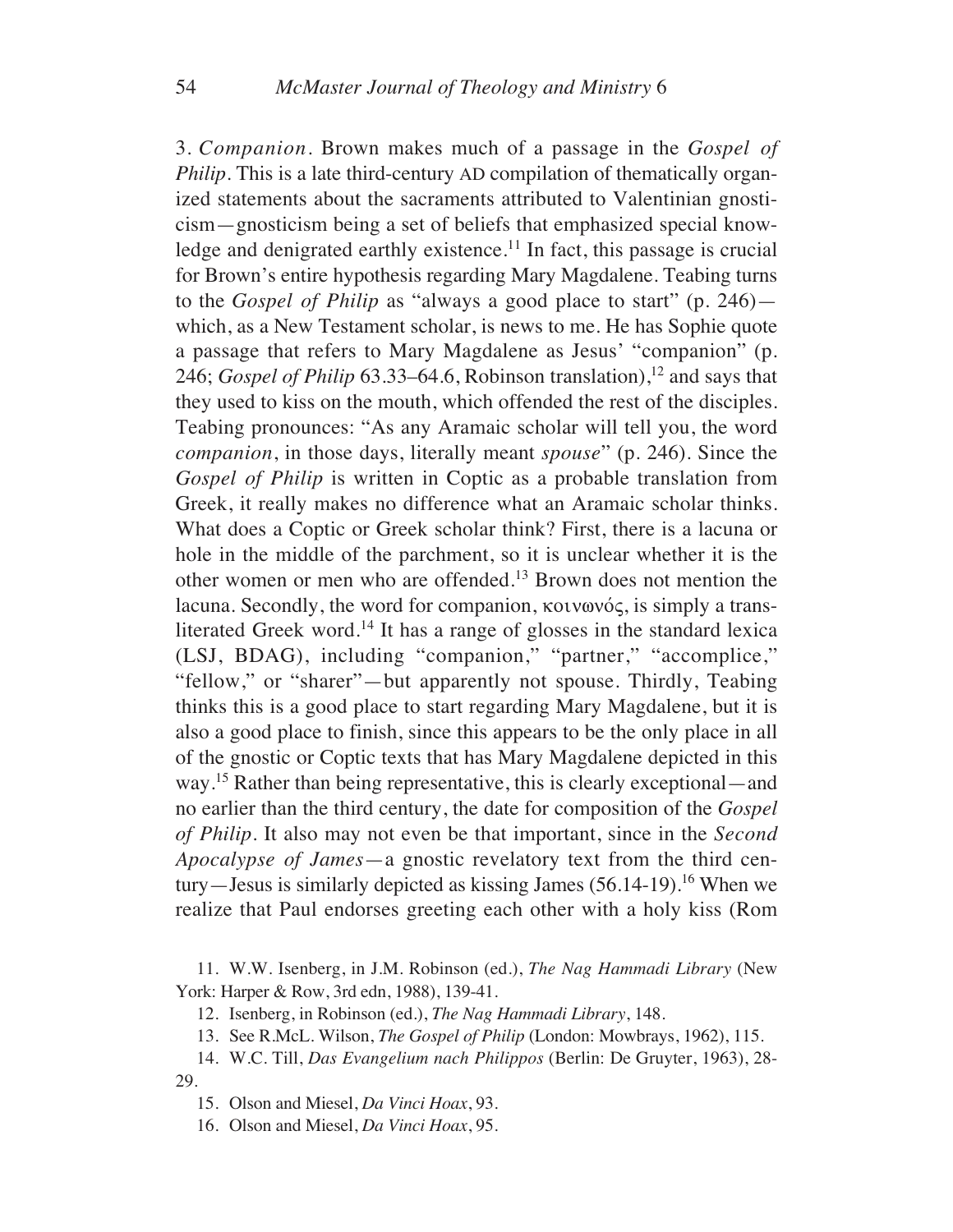3. *Companion*. Brown makes much of a passage in the *Gospel of Philip*. This is a late third-century AD compilation of thematically organized statements about the sacraments attributed to Valentinian gnosticism—gnosticism being a set of beliefs that emphasized special knowledge and denigrated earthly existence.[11] In fact, this passage is crucial for Brown's entire hypothesis regarding Mary Magdalene. Teabing turns to the *Gospel of Philip* as "always a good place to start" (p. 246)—which, as a New Testament scholar, is news to me. He has Sophie quote a passage that refers to Mary Magdalene as Jesus' "companion" (p. 246; *Gospel of Philip* 63.33–64.6, Robinson translation),[12] and says that they used to kiss on the mouth, which offended the rest of the disciples. Teabing pronounces: "As any Aramaic scholar will tell you, the word *companion*, in those days, literally meant *spouse*" (p. 246). Since the *Gospel of Philip* is written in Coptic as a probable translation from Greek, it really makes no difference what an Aramaic scholar thinks. What does a Coptic or Greek scholar think? First, there is a lacuna or hole in the middle of the parchment, so it is unclear whether it is the other women or men who are offended.[13] Brown does not mention the lacuna. Secondly, the word for companion, κοινωνός, is simply a transliterated Greek word.[14] It has a range of glosses in the standard lexica (LSJ, BDAG), including "companion," "partner," "accomplice," "fellow," or "sharer"—but apparently not spouse. Thirdly, Teabing thinks this is a good place to start regarding Mary Magdalene, but it is also a good place to finish, since this appears to be the only place in all of the gnostic or Coptic texts that has Mary Magdalene depicted in this way.[15] Rather than being representative, this is clearly exceptional—and no earlier than the third century, the date for composition of the *Gospel of Philip*. It also may not even be that important, since in the *Second Apocalypse of James*—a gnostic revelatory text from the third century—Jesus is similarly depicted as kissing James (56.14-19).[16] When we realize that Paul endorses greeting each other with a holy kiss (Rom

11. W.W. Isenberg, in J.M. Robinson (ed.), *The Nag Hammadi Library* (New York: Harper & Row, 3rd edn, 1988), 139-41.

12. Isenberg, in Robinson (ed.), *The Nag Hammadi Library*, 148.

13. See R.McL. Wilson, *The Gospel of Philip* (London: Mowbrays, 1962), 115.

14. W.C. Till, *Das Evangelium nach Philippos* (Berlin: De Gruyter, 1963), 28-29.

15. Olson and Miesel, *Da Vinci Hoax*, 93.

16. Olson and Miesel, *Da Vinci Hoax*, 95.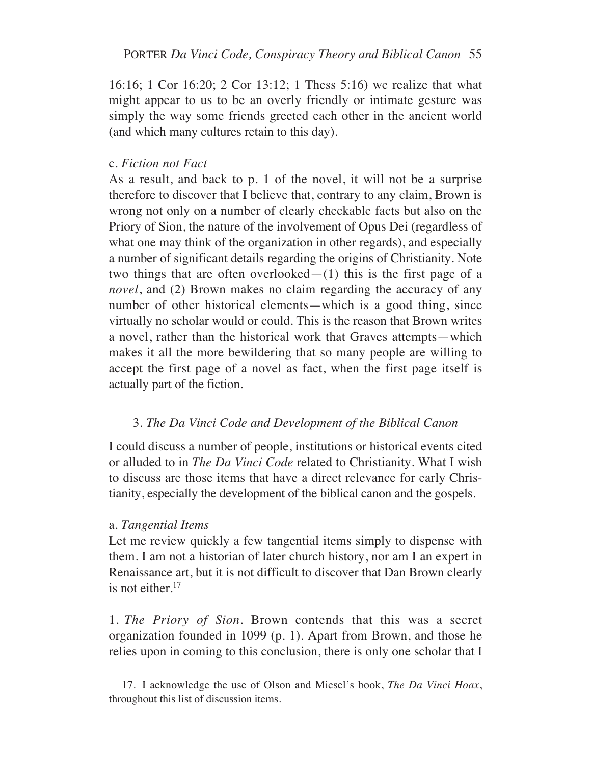16:16; 1 Cor 16:20; 2 Cor 13:12; 1 Thess 5:16) we realize that what might appear to us to be an overly friendly or intimate gesture was simply the way some friends greeted each other in the ancient world (and which many cultures retain to this day).

#### c. *Fiction not Fact*

As a result, and back to p. 1 of the novel, it will not be a surprise therefore to discover that I believe that, contrary to any claim, Brown is wrong not only on a number of clearly checkable facts but also on the Priory of Sion, the nature of the involvement of Opus Dei (regardless of what one may think of the organization in other regards), and especially a number of significant details regarding the origins of Christianity. Note two things that are often overlooked—(1) this is the first page of a *novel*, and (2) Brown makes no claim regarding the accuracy of any number of other historical elements—which is a good thing, since virtually no scholar would or could. This is the reason that Brown writes a novel, rather than the historical work that Graves attempts—which makes it all the more bewildering that so many people are willing to accept the first page of a novel as fact, when the first page itself is actually part of the fiction.

### 3. *The Da Vinci Code and Development of the Biblical Canon*

I could discuss a number of people, institutions or historical events cited or alluded to in *The Da Vinci Code* related to Christianity. What I wish to discuss are those items that have a direct relevance for early Christianity, especially the development of the biblical canon and the gospels.

#### a. *Tangential Items*

Let me review quickly a few tangential items simply to dispense with them. I am not a historian of later church history, nor am I an expert in Renaissance art, but it is not difficult to discover that Dan Brown clearly is not either.[17]

1. *The Priory of Sion*. Brown contends that this was a secret organization founded in 1099 (p. 1). Apart from Brown, and those he relies upon in coming to this conclusion, there is only one scholar that I

17. I acknowledge the use of Olson and Miesel's book, *The Da Vinci Hoax*, throughout this list of discussion items.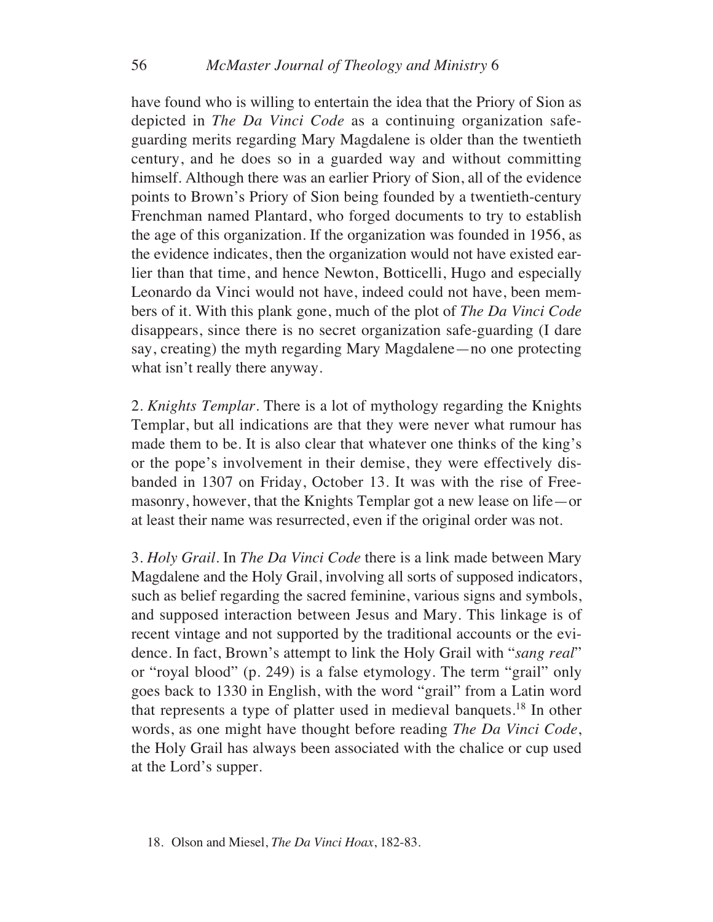have found who is willing to entertain the idea that the Priory of Sion as depicted in *The Da Vinci Code* as a continuing organization safe-guarding merits regarding Mary Magdalene is older than the twentieth century, and he does so in a guarded way and without committing himself. Although there was an earlier Priory of Sion, all of the evidence points to Brown's Priory of Sion being founded by a twentieth-century Frenchman named Plantard, who forged documents to try to establish the age of this organization. If the organization was founded in 1956, as the evidence indicates, then the organization would not have existed earlier than that time, and hence Newton, Botticelli, Hugo and especially Leonardo da Vinci would not have, indeed could not have, been members of it. With this plank gone, much of the plot of *The Da Vinci Code* disappears, since there is no secret organization safe-guarding (I dare say, creating) the myth regarding Mary Magdalene—no one protecting what isn't really there anyway.

2. *Knights Templar*. There is a lot of mythology regarding the Knights Templar, but all indications are that they were never what rumour has made them to be. It is also clear that whatever one thinks of the king's or the pope's involvement in their demise, they were effectively disbanded in 1307 on Friday, October 13. It was with the rise of Freemasonry, however, that the Knights Templar got a new lease on life—or at least their name was resurrected, even if the original order was not.

3. *Holy Grail*. In *The Da Vinci Code* there is a link made between Mary Magdalene and the Holy Grail, involving all sorts of supposed indicators, such as belief regarding the sacred feminine, various signs and symbols, and supposed interaction between Jesus and Mary. This linkage is of recent vintage and not supported by the traditional accounts or the evidence. In fact, Brown's attempt to link the Holy Grail with "*sang real*" or "royal blood" (p. 249) is a false etymology. The term "grail" only goes back to 1330 in English, with the word "grail" from a Latin word that represents a type of platter used in medieval banquets.[18] In other words, as one might have thought before reading *The Da Vinci Code*, the Holy Grail has always been associated with the chalice or cup used at the Lord's supper.

18. Olson and Miesel, *The Da Vinci Hoax*, 182-83.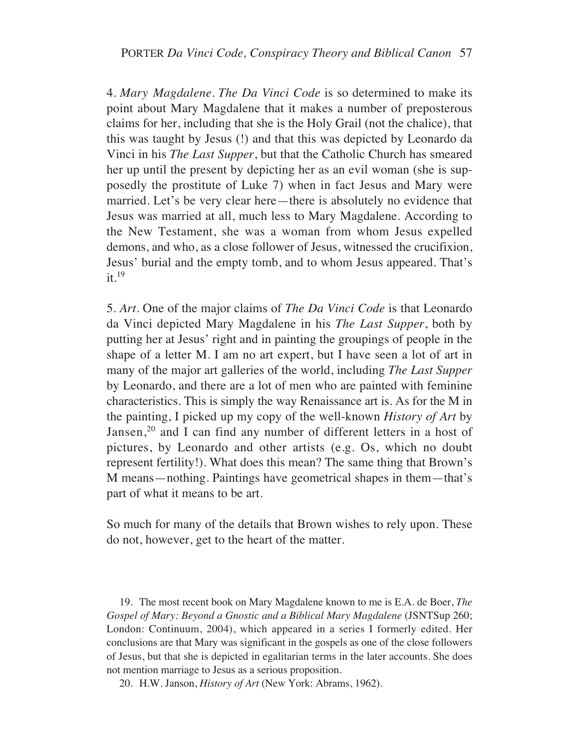4. *Mary Magdalene*. *The Da Vinci Code* is so determined to make its point about Mary Magdalene that it makes a number of preposterous claims for her, including that she is the Holy Grail (not the chalice), that this was taught by Jesus (!) and that this was depicted by Leonardo da Vinci in his *The Last Supper*, but that the Catholic Church has smeared her up until the present by depicting her as an evil woman (she is supposedly the prostitute of Luke 7) when in fact Jesus and Mary were married. Let's be very clear here—there is absolutely no evidence that Jesus was married at all, much less to Mary Magdalene. According to the New Testament, she was a woman from whom Jesus expelled demons, and who, as a close follower of Jesus, witnessed the crucifixion, Jesus' burial and the empty tomb, and to whom Jesus appeared. That's it.[19]

5. *Art*. One of the major claims of *The Da Vinci Code* is that Leonardo da Vinci depicted Mary Magdalene in his *The Last Supper*, both by putting her at Jesus' right and in painting the groupings of people in the shape of a letter M. I am no art expert, but I have seen a lot of art in many of the major art galleries of the world, including *The Last Supper* by Leonardo, and there are a lot of men who are painted with feminine characteristics. This is simply the way Renaissance art is. As for the M in the painting, I picked up my copy of the well-known *History of Art* by Jansen,[20] and I can find any number of different letters in a host of pictures, by Leonardo and other artists (e.g. Os, which no doubt represent fertility!). What does this mean? The same thing that Brown's M means—nothing. Paintings have geometrical shapes in them—that's part of what it means to be art.

So much for many of the details that Brown wishes to rely upon. These do not, however, get to the heart of the matter.

19. The most recent book on Mary Magdalene known to me is E.A. de Boer, *The Gospel of Mary: Beyond a Gnostic and a Biblical Mary Magdalene* (JSNTSup 260; London: Continuum, 2004), which appeared in a series I formerly edited. Her conclusions are that Mary was significant in the gospels as one of the close followers of Jesus, but that she is depicted in egalitarian terms in the later accounts. She does not mention marriage to Jesus as a serious proposition.

20. H.W. Janson, *History of Art* (New York: Abrams, 1962).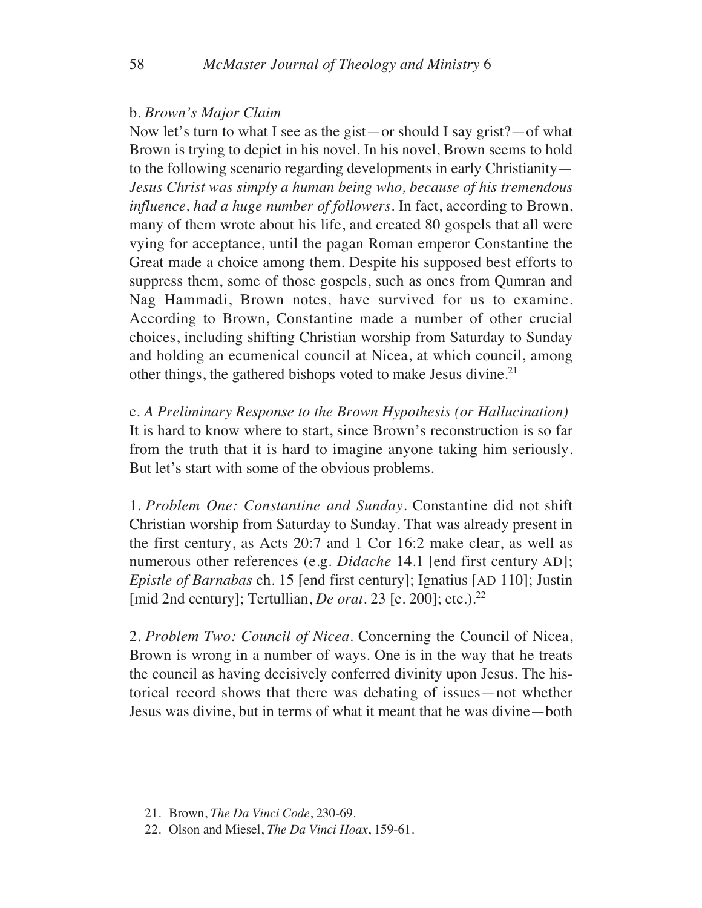### b. *Brown's Major Claim*

Now let's turn to what I see as the gist—or should I say grist?—of what Brown is trying to depict in his novel. In his novel, Brown seems to hold to the following scenario regarding developments in early Christianity—*Jesus Christ was simply a human being who, because of his tremendous influence, had a huge number of followers*. In fact, according to Brown, many of them wrote about his life, and created 80 gospels that all were vying for acceptance, until the pagan Roman emperor Constantine the Great made a choice among them. Despite his supposed best efforts to suppress them, some of those gospels, such as ones from Qumran and Nag Hammadi, Brown notes, have survived for us to examine. According to Brown, Constantine made a number of other crucial choices, including shifting Christian worship from Saturday to Sunday and holding an ecumenical council at Nicea, at which council, among other things, the gathered bishops voted to make Jesus divine.[21]

### c. *A Preliminary Response to the Brown Hypothesis (or Hallucination)*

It is hard to know where to start, since Brown's reconstruction is so far from the truth that it is hard to imagine anyone taking him seriously. But let's start with some of the obvious problems.

1. *Problem One: Constantine and Sunday*. Constantine did not shift Christian worship from Saturday to Sunday. That was already present in the first century, as Acts 20:7 and 1 Cor 16:2 make clear, as well as numerous other references (e.g. *Didache* 14.1 [end first century AD]; *Epistle of Barnabas* ch. 15 [end first century]; Ignatius [AD 110]; Justin [mid 2nd century]; Tertullian, *De orat*. 23 [c. 200]; etc.).[22]

2. *Problem Two: Council of Nicea*. Concerning the Council of Nicea, Brown is wrong in a number of ways. One is in the way that he treats the council as having decisively conferred divinity upon Jesus. The historical record shows that there was debating of issues—not whether Jesus was divine, but in terms of what it meant that he was divine—both

21. Brown, *The Da Vinci Code*, 230-69.

22. Olson and Miesel, *The Da Vinci Hoax*, 159-61.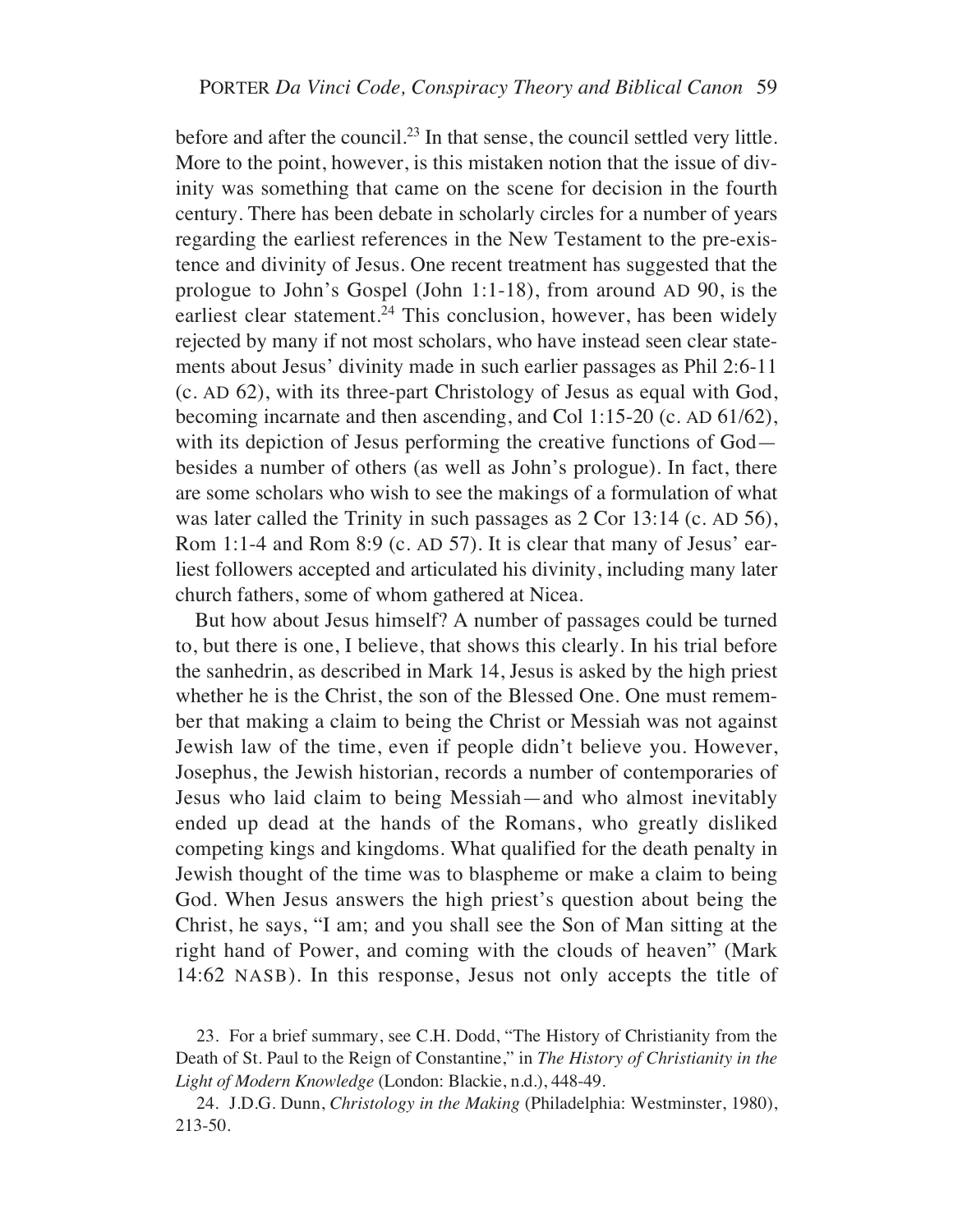before and after the council.[23] In that sense, the council settled very little. More to the point, however, is this mistaken notion that the issue of divinity was something that came on the scene for decision in the fourth century. There has been debate in scholarly circles for a number of years regarding the earliest references in the New Testament to the pre-existence and divinity of Jesus. One recent treatment has suggested that the prologue to John's Gospel (John 1:1-18), from around AD 90, is the earliest clear statement.[24] This conclusion, however, has been widely rejected by many if not most scholars, who have instead seen clear statements about Jesus' divinity made in such earlier passages as Phil 2:6-11 (c. AD 62), with its three-part Christology of Jesus as equal with God, becoming incarnate and then ascending, and Col 1:15-20 (c. AD 61/62), with its depiction of Jesus performing the creative functions of God—besides a number of others (as well as John's prologue). In fact, there are some scholars who wish to see the makings of a formulation of what was later called the Trinity in such passages as 2 Cor 13:14 (c. AD 56), Rom 1:1-4 and Rom 8:9 (c. AD 57). It is clear that many of Jesus' earliest followers accepted and articulated his divinity, including many later church fathers, some of whom gathered at Nicea.

But how about Jesus himself? A number of passages could be turned to, but there is one, I believe, that shows this clearly. In his trial before the sanhedrin, as described in Mark 14, Jesus is asked by the high priest whether he is the Christ, the son of the Blessed One. One must remember that making a claim to being the Christ or Messiah was not against Jewish law of the time, even if people didn't believe you. However, Josephus, the Jewish historian, records a number of contemporaries of Jesus who laid claim to being Messiah—and who almost inevitably ended up dead at the hands of the Romans, who greatly disliked competing kings and kingdoms. What qualified for the death penalty in Jewish thought of the time was to blaspheme or make a claim to being God. When Jesus answers the high priest's question about being the Christ, he says, "I am; and you shall see the Son of Man sitting at the right hand of Power, and coming with the clouds of heaven" (Mark 14:62 NASB). In this response, Jesus not only accepts the title of

23. For a brief summary, see C.H. Dodd, "The History of Christianity from the Death of St. Paul to the Reign of Constantine," in *The History of Christianity in the Light of Modern Knowledge* (London: Blackie, n.d.), 448-49.

24. J.D.G. Dunn, *Christology in the Making* (Philadelphia: Westminster, 1980), 213-50.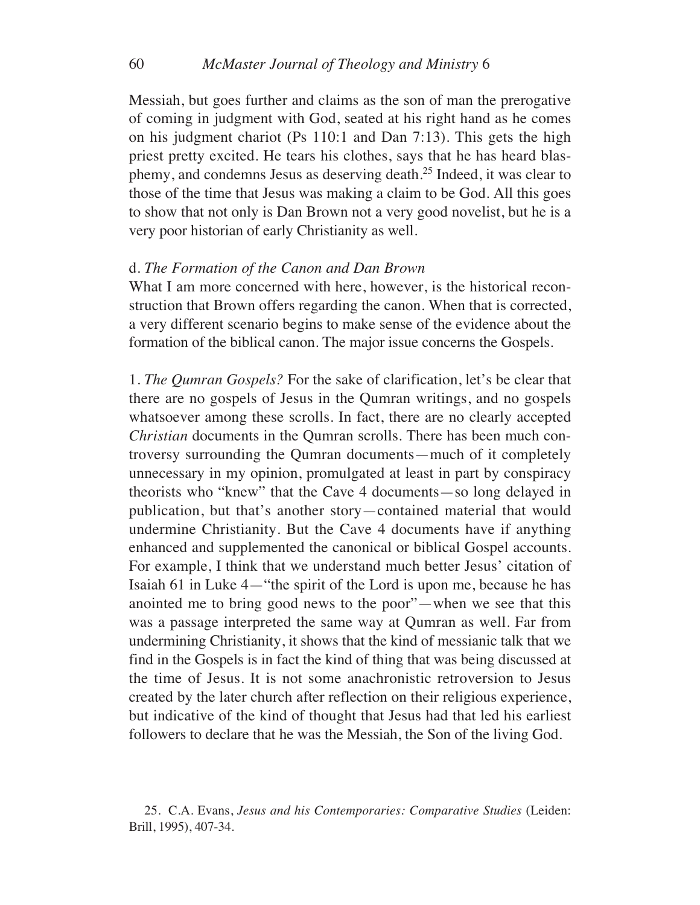Messiah, but goes further and claims as the son of man the prerogative of coming in judgment with God, seated at his right hand as he comes on his judgment chariot (Ps 110:1 and Dan 7:13). This gets the high priest pretty excited. He tears his clothes, says that he has heard blasphemy, and condemns Jesus as deserving death.[25] Indeed, it was clear to those of the time that Jesus was making a claim to be God. All this goes to show that not only is Dan Brown not a very good novelist, but he is a very poor historian of early Christianity as well.

d. *The Formation of the Canon and Dan Brown*

What I am more concerned with here, however, is the historical reconstruction that Brown offers regarding the canon. When that is corrected, a very different scenario begins to make sense of the evidence about the formation of the biblical canon. The major issue concerns the Gospels.

1. *The Qumran Gospels?* For the sake of clarification, let's be clear that there are no gospels of Jesus in the Qumran writings, and no gospels whatsoever among these scrolls. In fact, there are no clearly accepted *Christian* documents in the Qumran scrolls. There has been much controversy surrounding the Qumran documents—much of it completely unnecessary in my opinion, promulgated at least in part by conspiracy theorists who "knew" that the Cave 4 documents—so long delayed in publication, but that's another story—contained material that would undermine Christianity. But the Cave 4 documents have if anything enhanced and supplemented the canonical or biblical Gospel accounts. For example, I think that we understand much better Jesus' citation of Isaiah 61 in Luke 4—"the spirit of the Lord is upon me, because he has anointed me to bring good news to the poor"—when we see that this was a passage interpreted the same way at Qumran as well. Far from undermining Christianity, it shows that the kind of messianic talk that we find in the Gospels is in fact the kind of thing that was being discussed at the time of Jesus. It is not some anachronistic retroversion to Jesus created by the later church after reflection on their religious experience, but indicative of the kind of thought that Jesus had that led his earliest followers to declare that he was the Messiah, the Son of the living God.

25. C.A. Evans, *Jesus and his Contemporaries: Comparative Studies* (Leiden: Brill, 1995), 407-34.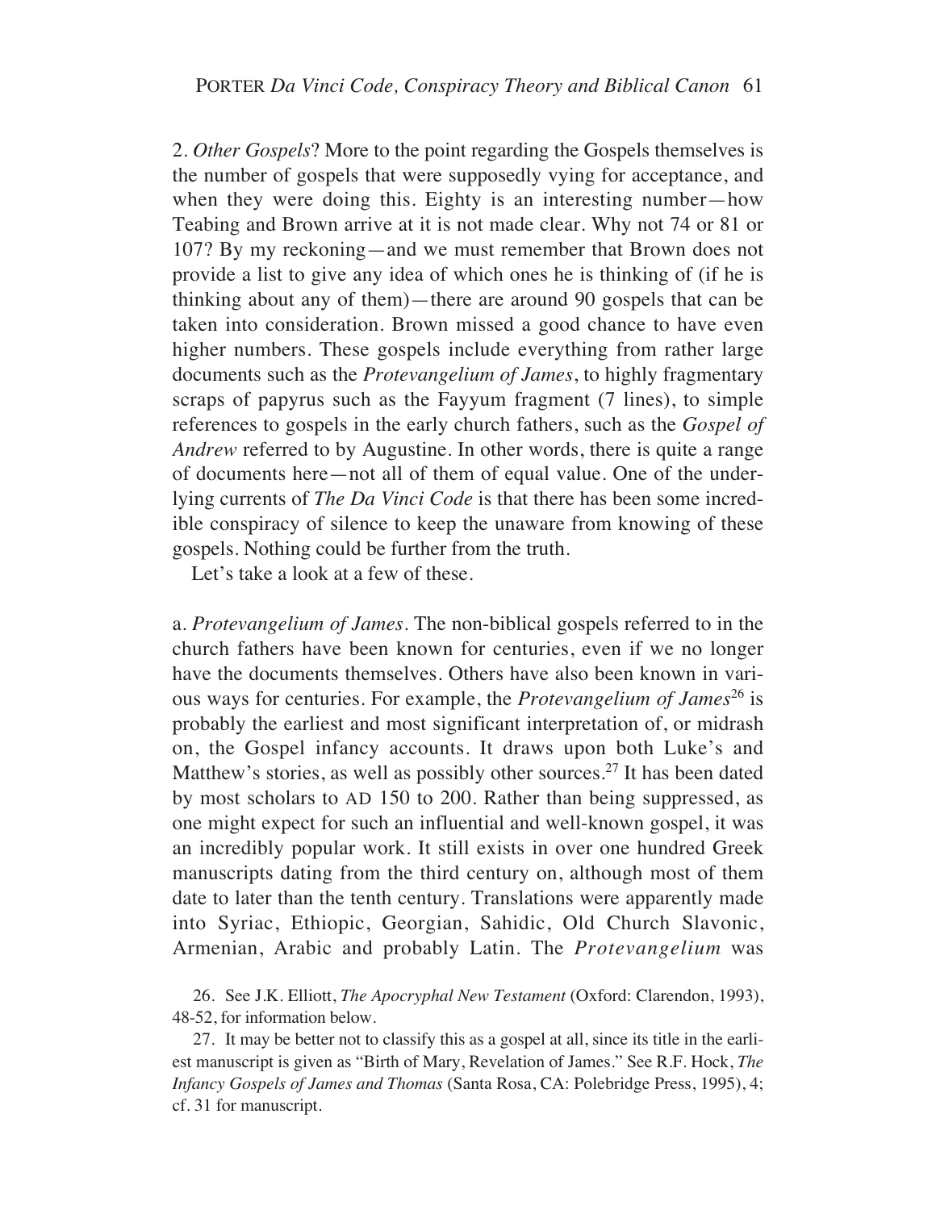2. *Other Gospels*? More to the point regarding the Gospels themselves is the number of gospels that were supposedly vying for acceptance, and when they were doing this. Eighty is an interesting number—how Teabing and Brown arrive at it is not made clear. Why not 74 or 81 or 107? By my reckoning—and we must remember that Brown does not provide a list to give any idea of which ones he is thinking of (if he is thinking about any of them)—there are around 90 gospels that can be taken into consideration. Brown missed a good chance to have even higher numbers. These gospels include everything from rather large documents such as the *Protevangelium of James*, to highly fragmentary scraps of papyrus such as the Fayyum fragment (7 lines), to simple references to gospels in the early church fathers, such as the *Gospel of Andrew* referred to by Augustine. In other words, there is quite a range of documents here—not all of them of equal value. One of the underlying currents of *The Da Vinci Code* is that there has been some incredible conspiracy of silence to keep the unaware from knowing of these gospels. Nothing could be further from the truth.

Let's take a look at a few of these.

a. *Protevangelium of James*. The non-biblical gospels referred to in the church fathers have been known for centuries, even if we no longer have the documents themselves. Others have also been known in various ways for centuries. For example, the *Protevangelium of James*[26] is probably the earliest and most significant interpretation of, or midrash on, the Gospel infancy accounts. It draws upon both Luke's and Matthew's stories, as well as possibly other sources.[27] It has been dated by most scholars to AD 150 to 200. Rather than being suppressed, as one might expect for such an influential and well-known gospel, it was an incredibly popular work. It still exists in over one hundred Greek manuscripts dating from the third century on, although most of them date to later than the tenth century. Translations were apparently made into Syriac, Ethiopic, Georgian, Sahidic, Old Church Slavonic, Armenian, Arabic and probably Latin. The *Protevangelium* was

26. See J.K. Elliott, *The Apocryphal New Testament* (Oxford: Clarendon, 1993), 48-52, for information below.

27. It may be better not to classify this as a gospel at all, since its title in the earliest manuscript is given as "Birth of Mary, Revelation of James." See R.F. Hock, *The Infancy Gospels of James and Thomas* (Santa Rosa, CA: Polebridge Press, 1995), 4; cf. 31 for manuscript.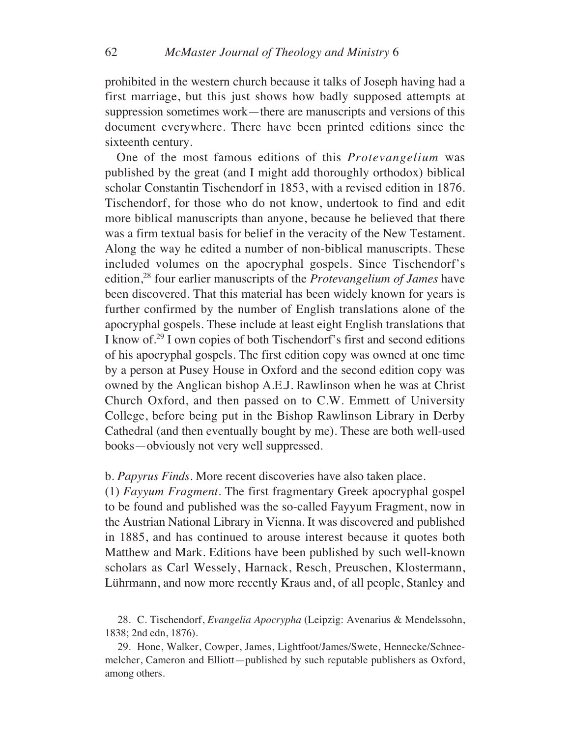prohibited in the western church because it talks of Joseph having had a first marriage, but this just shows how badly supposed attempts at suppression sometimes work—there are manuscripts and versions of this document everywhere. There have been printed editions since the sixteenth century.

One of the most famous editions of this *Protevangelium* was published by the great (and I might add thoroughly orthodox) biblical scholar Constantin Tischendorf in 1853, with a revised edition in 1876. Tischendorf, for those who do not know, undertook to find and edit more biblical manuscripts than anyone, because he believed that there was a firm textual basis for belief in the veracity of the New Testament. Along the way he edited a number of non-biblical manuscripts. These included volumes on the apocryphal gospels. Since Tischendorf's edition,[28] four earlier manuscripts of the *Protevangelium of James* have been discovered. That this material has been widely known for years is further confirmed by the number of English translations alone of the apocryphal gospels. These include at least eight English translations that I know of.[29] I own copies of both Tischendorf's first and second editions of his apocryphal gospels. The first edition copy was owned at one time by a person at Pusey House in Oxford and the second edition copy was owned by the Anglican bishop A.E.J. Rawlinson when he was at Christ Church Oxford, and then passed on to C.W. Emmett of University College, before being put in the Bishop Rawlinson Library in Derby Cathedral (and then eventually bought by me). These are both well-used books—obviously not very well suppressed.

b. *Papyrus Finds*. More recent discoveries have also taken place.

(1) *Fayyum Fragment*. The first fragmentary Greek apocryphal gospel to be found and published was the so-called Fayyum Fragment, now in the Austrian National Library in Vienna. It was discovered and published in 1885, and has continued to arouse interest because it quotes both Matthew and Mark. Editions have been published by such well-known scholars as Carl Wessely, Harnack, Resch, Preuschen, Klostermann, Lührmann, and now more recently Kraus and, of all people, Stanley and

28. C. Tischendorf, *Evangelia Apocrypha* (Leipzig: Avenarius & Mendelssohn, 1838; 2nd edn, 1876).

29. Hone, Walker, Cowper, James, Lightfoot/James/Swete, Hennecke/Schneemelcher, Cameron and Elliott—published by such reputable publishers as Oxford, among others.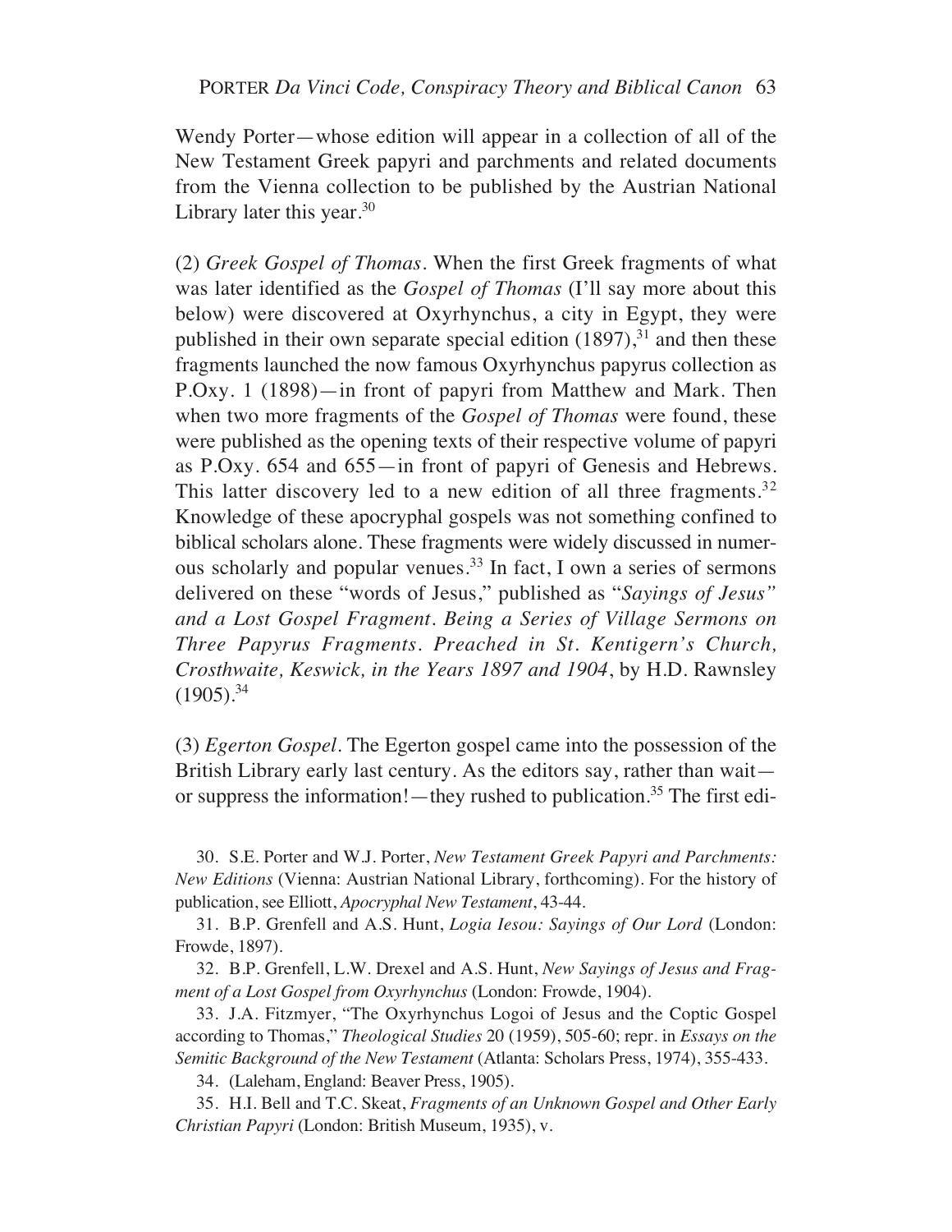Wendy Porter—whose edition will appear in a collection of all of the New Testament Greek papyri and parchments and related documents from the Vienna collection to be published by the Austrian National Library later this year.[30]

(2) *Greek Gospel of Thomas*. When the first Greek fragments of what was later identified as the *Gospel of Thomas* (I'll say more about this below) were discovered at Oxyrhynchus, a city in Egypt, they were published in their own separate special edition (1897),[31] and then these fragments launched the now famous Oxyrhynchus papyrus collection as P.Oxy. 1 (1898)—in front of papyri from Matthew and Mark. Then when two more fragments of the *Gospel of Thomas* were found, these were published as the opening texts of their respective volume of papyri as P.Oxy. 654 and 655—in front of papyri of Genesis and Hebrews. This latter discovery led to a new edition of all three fragments.[32] Knowledge of these apocryphal gospels was not something confined to biblical scholars alone. These fragments were widely discussed in numerous scholarly and popular venues.[33] In fact, I own a series of sermons delivered on these "words of Jesus," published as "*Sayings of Jesus" and a Lost Gospel Fragment. Being a Series of Village Sermons on Three Papyrus Fragments. Preached in St. Kentigern's Church, Crosthwaite, Keswick, in the Years 1897 and 1904*, by H.D. Rawnsley (1905).[34]

(3) *Egerton Gospel*. The Egerton gospel came into the possession of the British Library early last century. As the editors say, rather than wait—or suppress the information!—they rushed to publication.[35] The first edi-

30. S.E. Porter and W.J. Porter, *New Testament Greek Papyri and Parchments: New Editions* (Vienna: Austrian National Library, forthcoming). For the history of publication, see Elliott, *Apocryphal New Testament*, 43-44.

31. B.P. Grenfell and A.S. Hunt, *Logia Iesou: Sayings of Our Lord* (London: Frowde, 1897).

32. B.P. Grenfell, L.W. Drexel and A.S. Hunt, *New Sayings of Jesus and Fragment of a Lost Gospel from Oxyrhynchus* (London: Frowde, 1904).

33. J.A. Fitzmyer, "The Oxyrhynchus Logoi of Jesus and the Coptic Gospel according to Thomas," *Theological Studies* 20 (1959), 505-60; repr. in *Essays on the Semitic Background of the New Testament* (Atlanta: Scholars Press, 1974), 355-433.

34. (Laleham, England: Beaver Press, 1905).

35. H.I. Bell and T.C. Skeat, *Fragments of an Unknown Gospel and Other Early Christian Papyri* (London: British Museum, 1935), v.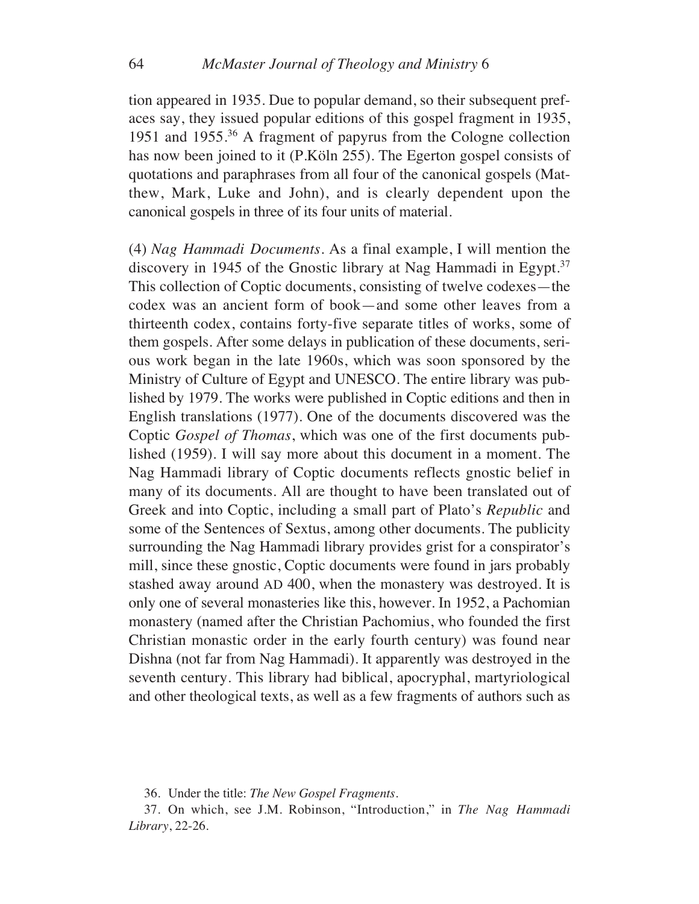tion appeared in 1935. Due to popular demand, so their subsequent prefaces say, they issued popular editions of this gospel fragment in 1935, 1951 and 1955.[36] A fragment of papyrus from the Cologne collection has now been joined to it (P.Köln 255). The Egerton gospel consists of quotations and paraphrases from all four of the canonical gospels (Matthew, Mark, Luke and John), and is clearly dependent upon the canonical gospels in three of its four units of material.

(4) *Nag Hammadi Documents*. As a final example, I will mention the discovery in 1945 of the Gnostic library at Nag Hammadi in Egypt.[37] This collection of Coptic documents, consisting of twelve codexes—the codex was an ancient form of book—and some other leaves from a thirteenth codex, contains forty-five separate titles of works, some of them gospels. After some delays in publication of these documents, serious work began in the late 1960s, which was soon sponsored by the Ministry of Culture of Egypt and UNESCO. The entire library was published by 1979. The works were published in Coptic editions and then in English translations (1977). One of the documents discovered was the Coptic *Gospel of Thomas*, which was one of the first documents published (1959). I will say more about this document in a moment. The Nag Hammadi library of Coptic documents reflects gnostic belief in many of its documents. All are thought to have been translated out of Greek and into Coptic, including a small part of Plato's *Republic* and some of the Sentences of Sextus, among other documents. The publicity surrounding the Nag Hammadi library provides grist for a conspirator's mill, since these gnostic, Coptic documents were found in jars probably stashed away around AD 400, when the monastery was destroyed. It is only one of several monasteries like this, however. In 1952, a Pachomian monastery (named after the Christian Pachomius, who founded the first Christian monastic order in the early fourth century) was found near Dishna (not far from Nag Hammadi). It apparently was destroyed in the seventh century. This library had biblical, apocryphal, martyriological and other theological texts, as well as a few fragments of authors such as

36. Under the title: *The New Gospel Fragments*.

37. On which, see J.M. Robinson, "Introduction," in *The Nag Hammadi Library*, 22-26.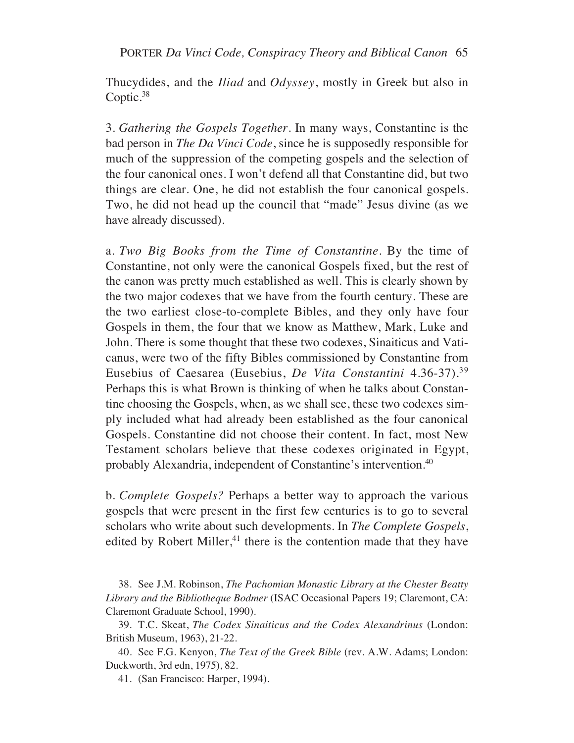Thucydides, and the *Iliad* and *Odyssey*, mostly in Greek but also in Coptic.[38]

3. *Gathering the Gospels Together*. In many ways, Constantine is the bad person in *The Da Vinci Code*, since he is supposedly responsible for much of the suppression of the competing gospels and the selection of the four canonical ones. I won't defend all that Constantine did, but two things are clear. One, he did not establish the four canonical gospels. Two, he did not head up the council that "made" Jesus divine (as we have already discussed).

a. *Two Big Books from the Time of Constantine*. By the time of Constantine, not only were the canonical Gospels fixed, but the rest of the canon was pretty much established as well. This is clearly shown by the two major codexes that we have from the fourth century. These are the two earliest close-to-complete Bibles, and they only have four Gospels in them, the four that we know as Matthew, Mark, Luke and John. There is some thought that these two codexes, Sinaiticus and Vaticanus, were two of the fifty Bibles commissioned by Constantine from Eusebius of Caesarea (Eusebius, *De Vita Constantini* 4.36-37).[39] Perhaps this is what Brown is thinking of when he talks about Constantine choosing the Gospels, when, as we shall see, these two codexes simply included what had already been established as the four canonical Gospels. Constantine did not choose their content. In fact, most New Testament scholars believe that these codexes originated in Egypt, probably Alexandria, independent of Constantine's intervention.[40]

b. *Complete Gospels?* Perhaps a better way to approach the various gospels that were present in the first few centuries is to go to several scholars who write about such developments. In *The Complete Gospels*, edited by Robert Miller,[41] there is the contention made that they have

38. See J.M. Robinson, *The Pachomian Monastic Library at the Chester Beatty Library and the Bibliotheque Bodmer* (ISAC Occasional Papers 19; Claremont, CA: Claremont Graduate School, 1990).

39. T.C. Skeat, *The Codex Sinaiticus and the Codex Alexandrinus* (London: British Museum, 1963), 21-22.

40. See F.G. Kenyon, *The Text of the Greek Bible* (rev. A.W. Adams; London: Duckworth, 3rd edn, 1975), 82.

41. (San Francisco: Harper, 1994).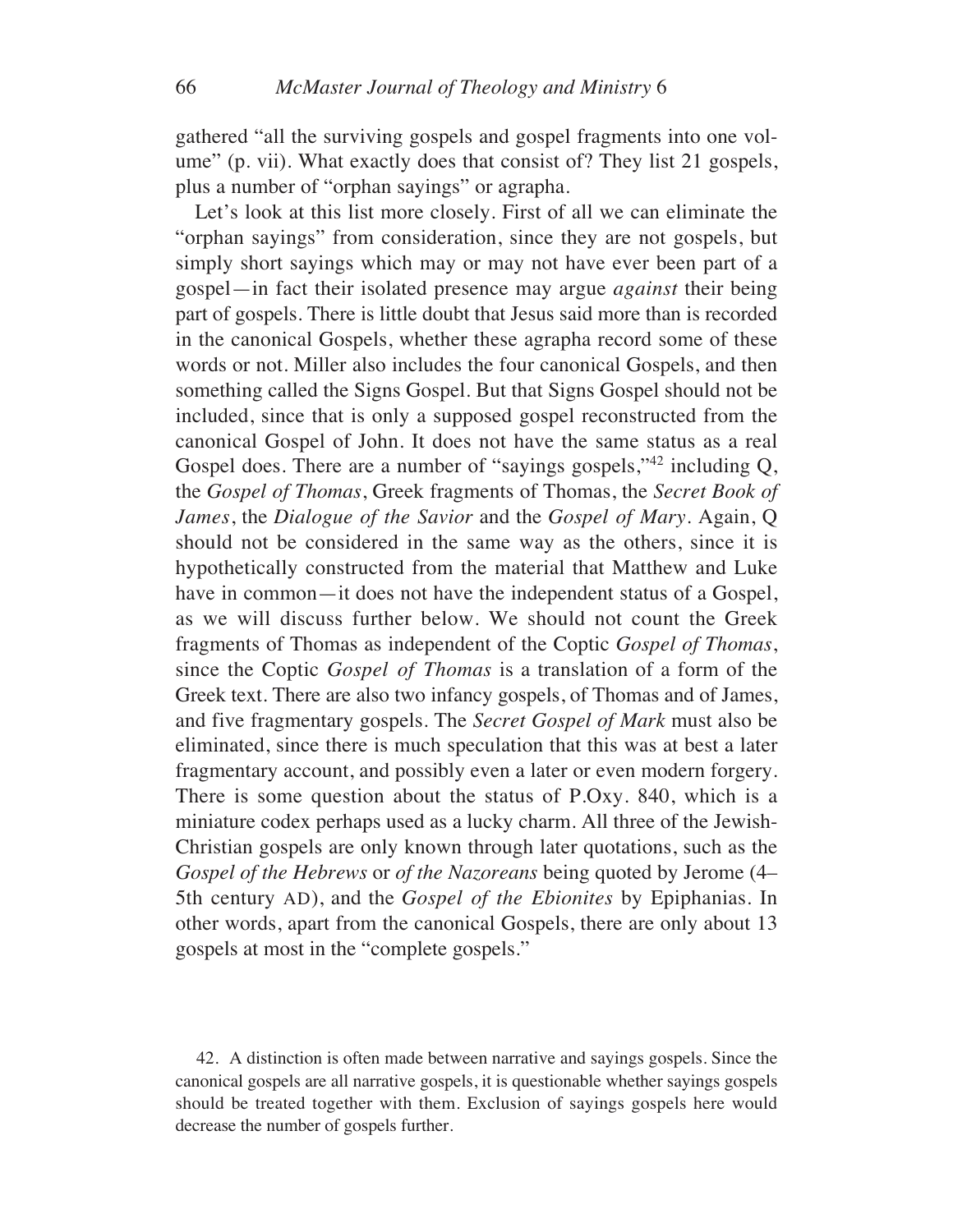gathered "all the surviving gospels and gospel fragments into one volume" (p. vii). What exactly does that consist of? They list 21 gospels, plus a number of "orphan sayings" or agrapha.

Let's look at this list more closely. First of all we can eliminate the "orphan sayings" from consideration, since they are not gospels, but simply short sayings which may or may not have ever been part of a gospel—in fact their isolated presence may argue *against* their being part of gospels. There is little doubt that Jesus said more than is recorded in the canonical Gospels, whether these agrapha record some of these words or not. Miller also includes the four canonical Gospels, and then something called the Signs Gospel. But that Signs Gospel should not be included, since that is only a supposed gospel reconstructed from the canonical Gospel of John. It does not have the same status as a real Gospel does. There are a number of "sayings gospels,"[42] including Q, the *Gospel of Thomas*, Greek fragments of Thomas, the *Secret Book of James*, the *Dialogue of the Savior* and the *Gospel of Mary*. Again, Q should not be considered in the same way as the others, since it is hypothetically constructed from the material that Matthew and Luke have in common—it does not have the independent status of a Gospel, as we will discuss further below. We should not count the Greek fragments of Thomas as independent of the Coptic *Gospel of Thomas*, since the Coptic *Gospel of Thomas* is a translation of a form of the Greek text. There are also two infancy gospels, of Thomas and of James, and five fragmentary gospels. The *Secret Gospel of Mark* must also be eliminated, since there is much speculation that this was at best a later fragmentary account, and possibly even a later or even modern forgery. There is some question about the status of P.Oxy. 840, which is a miniature codex perhaps used as a lucky charm. All three of the Jewish-Christian gospels are only known through later quotations, such as the *Gospel of the Hebrews* or *of the Nazoreans* being quoted by Jerome (4–5th century AD), and the *Gospel of the Ebionites* by Epiphanias. In other words, apart from the canonical Gospels, there are only about 13 gospels at most in the "complete gospels."

42. A distinction is often made between narrative and sayings gospels. Since the canonical gospels are all narrative gospels, it is questionable whether sayings gospels should be treated together with them. Exclusion of sayings gospels here would decrease the number of gospels further.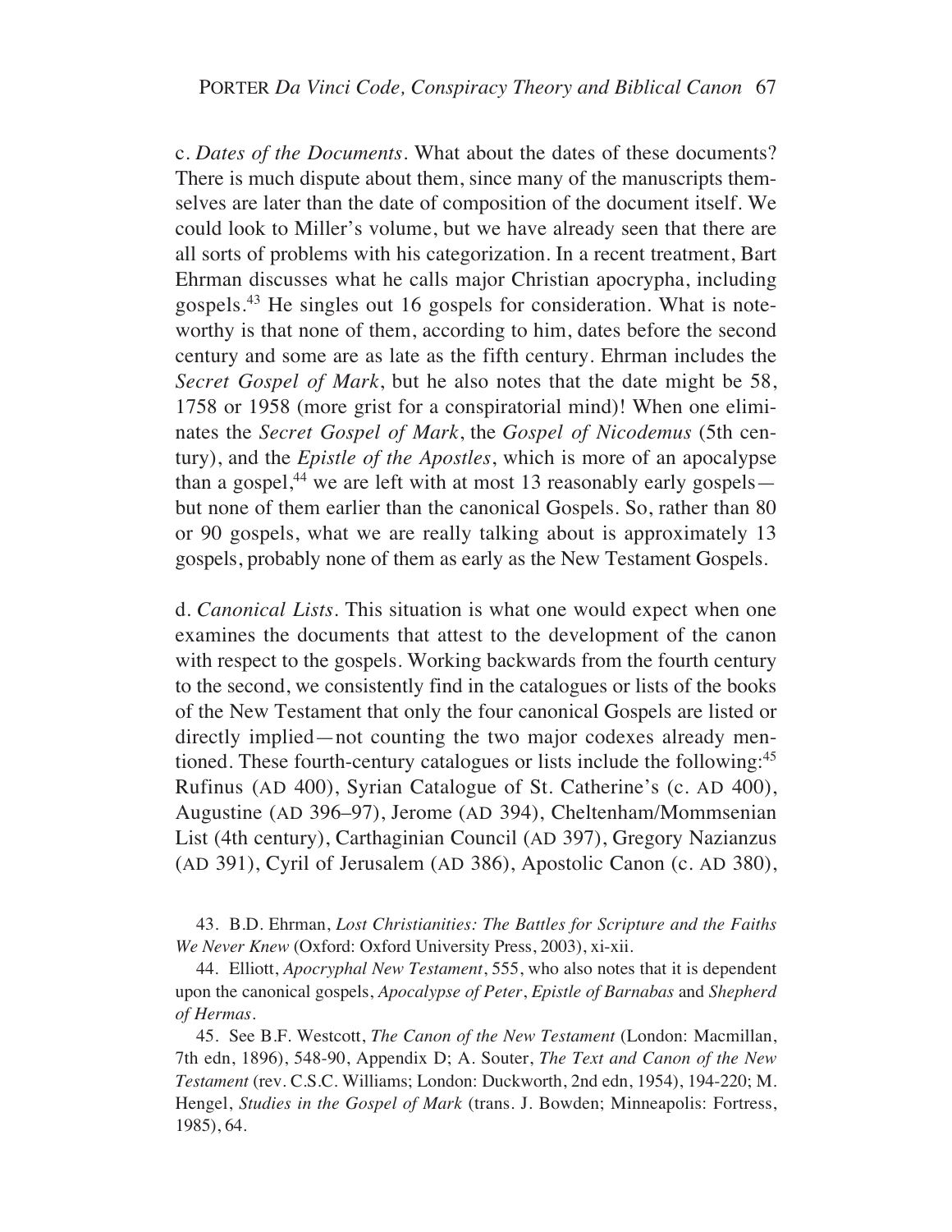c. *Dates of the Documents*. What about the dates of these documents? There is much dispute about them, since many of the manuscripts themselves are later than the date of composition of the document itself. We could look to Miller's volume, but we have already seen that there are all sorts of problems with his categorization. In a recent treatment, Bart Ehrman discusses what he calls major Christian apocrypha, including gospels.[43] He singles out 16 gospels for consideration. What is noteworthy is that none of them, according to him, dates before the second century and some are as late as the fifth century. Ehrman includes the *Secret Gospel of Mark*, but he also notes that the date might be 58, 1758 or 1958 (more grist for a conspiratorial mind)! When one eliminates the *Secret Gospel of Mark*, the *Gospel of Nicodemus* (5th century), and the *Epistle of the Apostles*, which is more of an apocalypse than a gospel,[44] we are left with at most 13 reasonably early gospels—but none of them earlier than the canonical Gospels. So, rather than 80 or 90 gospels, what we are really talking about is approximately 13 gospels, probably none of them as early as the New Testament Gospels.

d. *Canonical Lists*. This situation is what one would expect when one examines the documents that attest to the development of the canon with respect to the gospels. Working backwards from the fourth century to the second, we consistently find in the catalogues or lists of the books of the New Testament that only the four canonical Gospels are listed or directly implied—not counting the two major codexes already mentioned. These fourth-century catalogues or lists include the following:[45] Rufinus (AD 400), Syrian Catalogue of St. Catherine's (c. AD 400), Augustine (AD 396–97), Jerome (AD 394), Cheltenham/Mommsenian List (4th century), Carthaginian Council (AD 397), Gregory Nazianzus (AD 391), Cyril of Jerusalem (AD 386), Apostolic Canon (c. AD 380),

43. B.D. Ehrman, *Lost Christianities: The Battles for Scripture and the Faiths We Never Knew* (Oxford: Oxford University Press, 2003), xi-xii.

44. Elliott, *Apocryphal New Testament*, 555, who also notes that it is dependent upon the canonical gospels, *Apocalypse of Peter*, *Epistle of Barnabas* and *Shepherd of Hermas*.

45. See B.F. Westcott, *The Canon of the New Testament* (London: Macmillan, 7th edn, 1896), 548-90, Appendix D; A. Souter, *The Text and Canon of the New Testament* (rev. C.S.C. Williams; London: Duckworth, 2nd edn, 1954), 194-220; M. Hengel, *Studies in the Gospel of Mark* (trans. J. Bowden; Minneapolis: Fortress, 1985), 64.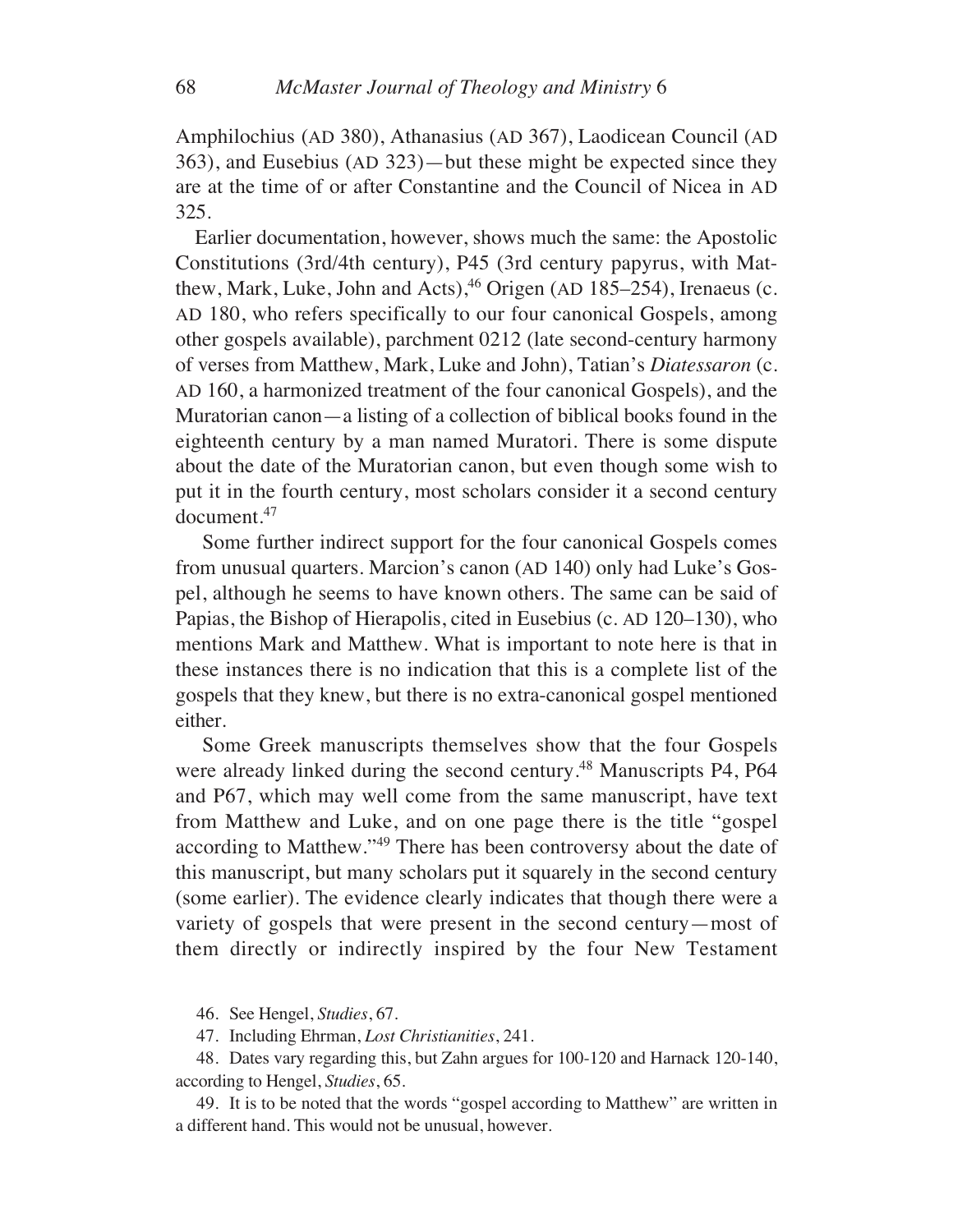Amphilochius (AD 380), Athanasius (AD 367), Laodicean Council (AD 363), and Eusebius (AD 323)—but these might be expected since they are at the time of or after Constantine and the Council of Nicea in AD 325.

Earlier documentation, however, shows much the same: the Apostolic Constitutions (3rd/4th century), P45 (3rd century papyrus, with Matthew, Mark, Luke, John and Acts),[46] Origen (AD 185–254), Irenaeus (c. AD 180, who refers specifically to our four canonical Gospels, among other gospels available), parchment 0212 (late second-century harmony of verses from Matthew, Mark, Luke and John), Tatian's *Diatessaron* (c. AD 160, a harmonized treatment of the four canonical Gospels), and the Muratorian canon—a listing of a collection of biblical books found in the eighteenth century by a man named Muratori. There is some dispute about the date of the Muratorian canon, but even though some wish to put it in the fourth century, most scholars consider it a second century document.[47]

Some further indirect support for the four canonical Gospels comes from unusual quarters. Marcion's canon (AD 140) only had Luke's Gospel, although he seems to have known others. The same can be said of Papias, the Bishop of Hierapolis, cited in Eusebius (c. AD 120–130), who mentions Mark and Matthew. What is important to note here is that in these instances there is no indication that this is a complete list of the gospels that they knew, but there is no extra-canonical gospel mentioned either.

Some Greek manuscripts themselves show that the four Gospels were already linked during the second century.[48] Manuscripts P4, P64 and P67, which may well come from the same manuscript, have text from Matthew and Luke, and on one page there is the title "gospel according to Matthew."[49] There has been controversy about the date of this manuscript, but many scholars put it squarely in the second century (some earlier). The evidence clearly indicates that though there were a variety of gospels that were present in the second century—most of them directly or indirectly inspired by the four New Testament

46. See Hengel, *Studies*, 67.

47. Including Ehrman, *Lost Christianities*, 241.

48. Dates vary regarding this, but Zahn argues for 100-120 and Harnack 120-140, according to Hengel, *Studies*, 65.

49. It is to be noted that the words "gospel according to Matthew" are written in a different hand. This would not be unusual, however.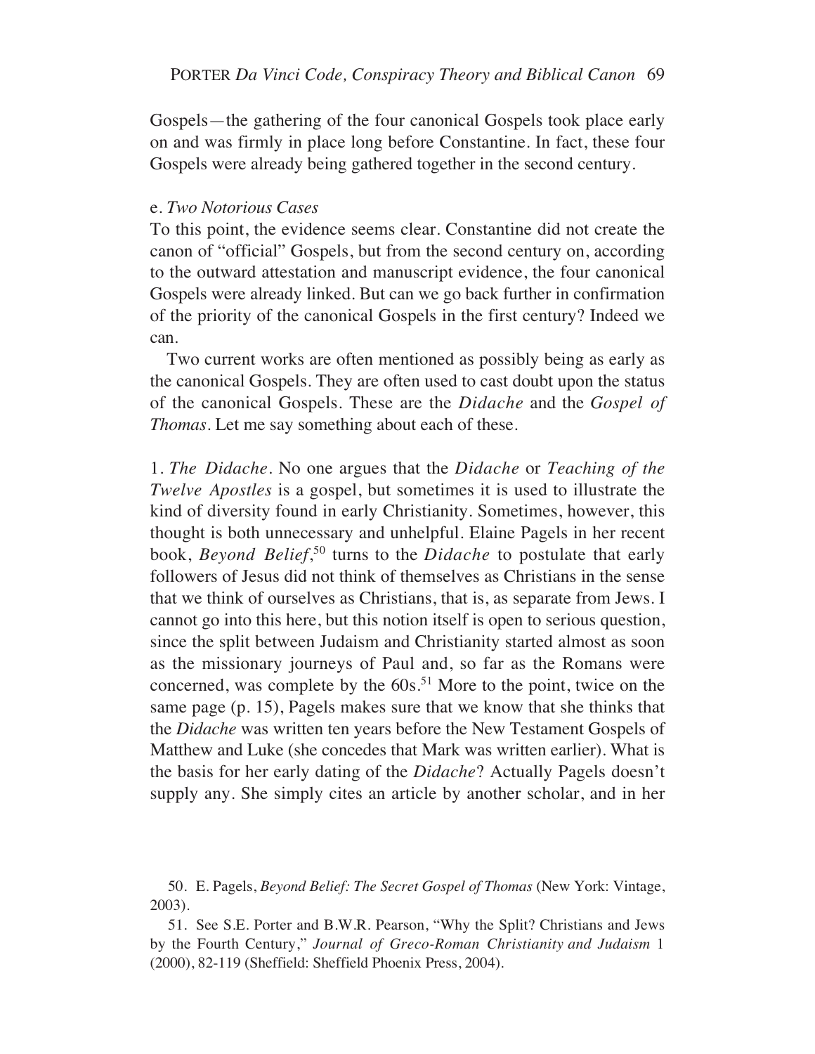Gospels—the gathering of the four canonical Gospels took place early on and was firmly in place long before Constantine. In fact, these four Gospels were already being gathered together in the second century.

e. *Two Notorious Cases*

To this point, the evidence seems clear. Constantine did not create the canon of "official" Gospels, but from the second century on, according to the outward attestation and manuscript evidence, the four canonical Gospels were already linked. But can we go back further in confirmation of the priority of the canonical Gospels in the first century? Indeed we can.

Two current works are often mentioned as possibly being as early as the canonical Gospels. They are often used to cast doubt upon the status of the canonical Gospels. These are the *Didache* and the *Gospel of Thomas*. Let me say something about each of these.

1. *The Didache*. No one argues that the *Didache* or *Teaching of the Twelve Apostles* is a gospel, but sometimes it is used to illustrate the kind of diversity found in early Christianity. Sometimes, however, this thought is both unnecessary and unhelpful. Elaine Pagels in her recent book, *Beyond Belief*,[50] turns to the *Didache* to postulate that early followers of Jesus did not think of themselves as Christians in the sense that we think of ourselves as Christians, that is, as separate from Jews. I cannot go into this here, but this notion itself is open to serious question, since the split between Judaism and Christianity started almost as soon as the missionary journeys of Paul and, so far as the Romans were concerned, was complete by the 60s.[51] More to the point, twice on the same page (p. 15), Pagels makes sure that we know that she thinks that the *Didache* was written ten years before the New Testament Gospels of Matthew and Luke (she concedes that Mark was written earlier). What is the basis for her early dating of the *Didache*? Actually Pagels doesn't supply any. She simply cites an article by another scholar, and in her

50. E. Pagels, *Beyond Belief: The Secret Gospel of Thomas* (New York: Vintage, 2003).

51. See S.E. Porter and B.W.R. Pearson, "Why the Split? Christians and Jews by the Fourth Century," *Journal of Greco-Roman Christianity and Judaism* 1 (2000), 82-119 (Sheffield: Sheffield Phoenix Press, 2004).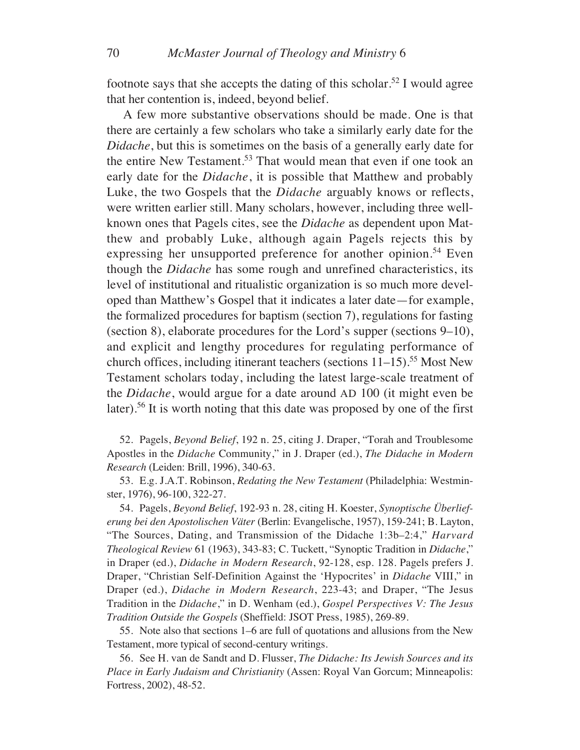footnote says that she accepts the dating of this scholar.[52] I would agree that her contention is, indeed, beyond belief.

A few more substantive observations should be made. One is that there are certainly a few scholars who take a similarly early date for the *Didache*, but this is sometimes on the basis of a generally early date for the entire New Testament.[53] That would mean that even if one took an early date for the *Didache*, it is possible that Matthew and probably Luke, the two Gospels that the *Didache* arguably knows or reflects, were written earlier still. Many scholars, however, including three well-known ones that Pagels cites, see the *Didache* as dependent upon Matthew and probably Luke, although again Pagels rejects this by expressing her unsupported preference for another opinion.[54] Even though the *Didache* has some rough and unrefined characteristics, its level of institutional and ritualistic organization is so much more developed than Matthew's Gospel that it indicates a later date—for example, the formalized procedures for baptism (section 7), regulations for fasting (section 8), elaborate procedures for the Lord's supper (sections 9–10), and explicit and lengthy procedures for regulating performance of church offices, including itinerant teachers (sections 11–15).[55] Most New Testament scholars today, including the latest large-scale treatment of the *Didache*, would argue for a date around AD 100 (it might even be later).[56] It is worth noting that this date was proposed by one of the first

52. Pagels, *Beyond Belief*, 192 n. 25, citing J. Draper, "Torah and Troublesome Apostles in the *Didache* Community," in J. Draper (ed.), *The Didache in Modern Research* (Leiden: Brill, 1996), 340-63.

53. E.g. J.A.T. Robinson, *Redating the New Testament* (Philadelphia: Westminster, 1976), 96-100, 322-27.

54. Pagels, *Beyond Belief*, 192-93 n. 28, citing H. Koester, *Synoptische Überlieferung bei den Apostolischen Väter* (Berlin: Evangelische, 1957), 159-241; B. Layton, "The Sources, Dating, and Transmission of the Didache 1:3b–2:4," *Harvard Theological Review* 61 (1963), 343-83; C. Tuckett, "Synoptic Tradition in *Didache*," in Draper (ed.), *Didache in Modern Research*, 92-128, esp. 128. Pagels prefers J. Draper, "Christian Self-Definition Against the 'Hypocrites' in *Didache* VIII," in Draper (ed.), *Didache in Modern Research*, 223-43; and Draper, "The Jesus Tradition in the *Didache*," in D. Wenham (ed.), *Gospel Perspectives V: The Jesus Tradition Outside the Gospels* (Sheffield: JSOT Press, 1985), 269-89.

55. Note also that sections 1–6 are full of quotations and allusions from the New Testament, more typical of second-century writings.

56. See H. van de Sandt and D. Flusser, *The Didache: Its Jewish Sources and its Place in Early Judaism and Christianity* (Assen: Royal Van Gorcum; Minneapolis: Fortress, 2002), 48-52.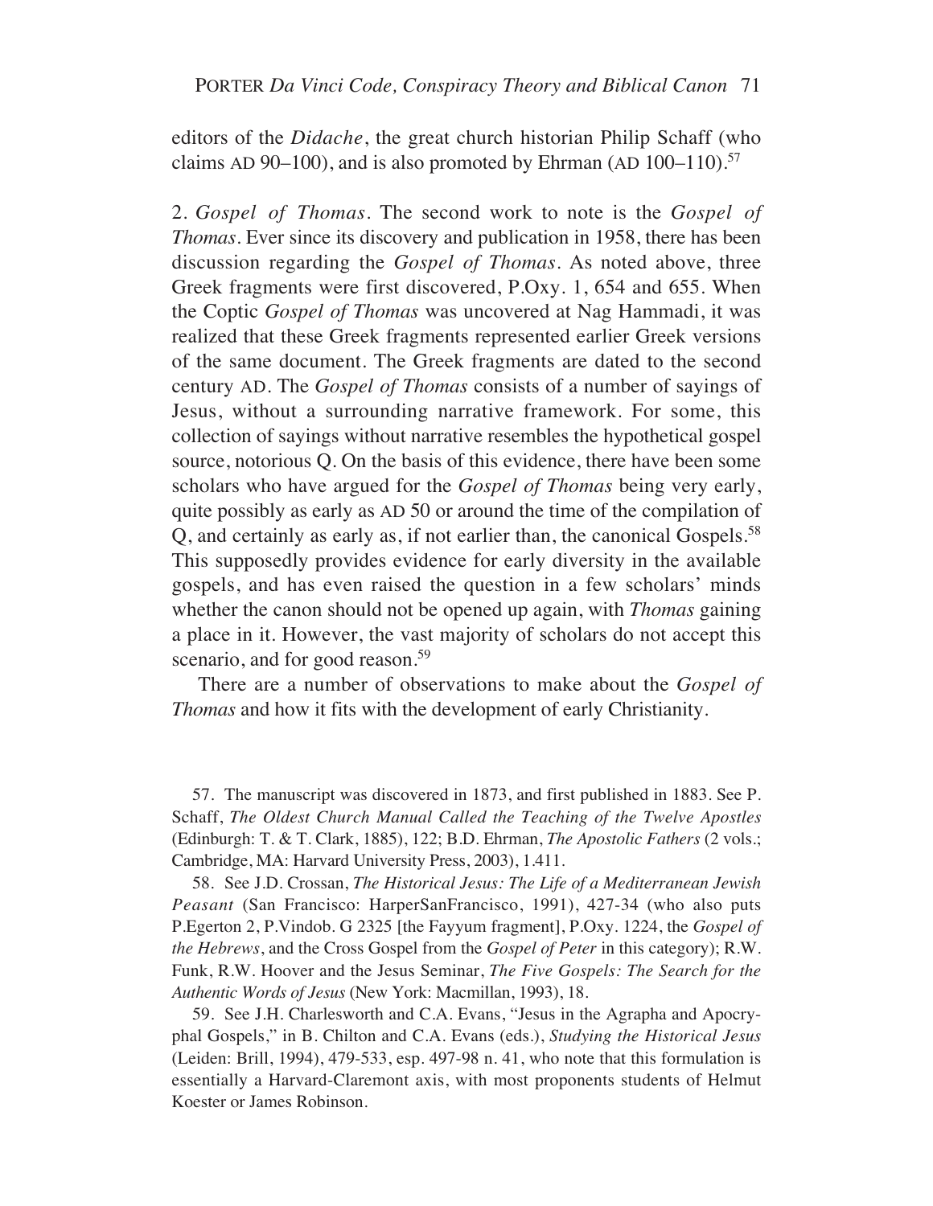editors of the *Didache*, the great church historian Philip Schaff (who claims AD 90–100), and is also promoted by Ehrman (AD 100–110).[57]

2. *Gospel of Thomas*. The second work to note is the *Gospel of Thomas*. Ever since its discovery and publication in 1958, there has been discussion regarding the *Gospel of Thomas*. As noted above, three Greek fragments were first discovered, P.Oxy. 1, 654 and 655. When the Coptic *Gospel of Thomas* was uncovered at Nag Hammadi, it was realized that these Greek fragments represented earlier Greek versions of the same document. The Greek fragments are dated to the second century AD. The *Gospel of Thomas* consists of a number of sayings of Jesus, without a surrounding narrative framework. For some, this collection of sayings without narrative resembles the hypothetical gospel source, notorious Q. On the basis of this evidence, there have been some scholars who have argued for the *Gospel of Thomas* being very early, quite possibly as early as AD 50 or around the time of the compilation of Q, and certainly as early as, if not earlier than, the canonical Gospels.[58] This supposedly provides evidence for early diversity in the available gospels, and has even raised the question in a few scholars' minds whether the canon should not be opened up again, with *Thomas* gaining a place in it. However, the vast majority of scholars do not accept this scenario, and for good reason.[59]

There are a number of observations to make about the *Gospel of Thomas* and how it fits with the development of early Christianity.

57. The manuscript was discovered in 1873, and first published in 1883. See P. Schaff, *The Oldest Church Manual Called the Teaching of the Twelve Apostles* (Edinburgh: T. & T. Clark, 1885), 122; B.D. Ehrman, *The Apostolic Fathers* (2 vols.; Cambridge, MA: Harvard University Press, 2003), 1.411.

58. See J.D. Crossan, *The Historical Jesus: The Life of a Mediterranean Jewish Peasant* (San Francisco: HarperSanFrancisco, 1991), 427-34 (who also puts P.Egerton 2, P.Vindob. G 2325 [the Fayyum fragment], P.Oxy. 1224, the *Gospel of the Hebrews*, and the Cross Gospel from the *Gospel of Peter* in this category); R.W. Funk, R.W. Hoover and the Jesus Seminar, *The Five Gospels: The Search for the Authentic Words of Jesus* (New York: Macmillan, 1993), 18.

59. See J.H. Charlesworth and C.A. Evans, "Jesus in the Agrapha and Apocryphal Gospels," in B. Chilton and C.A. Evans (eds.), *Studying the Historical Jesus* (Leiden: Brill, 1994), 479-533, esp. 497-98 n. 41, who note that this formulation is essentially a Harvard-Claremont axis, with most proponents students of Helmut Koester or James Robinson.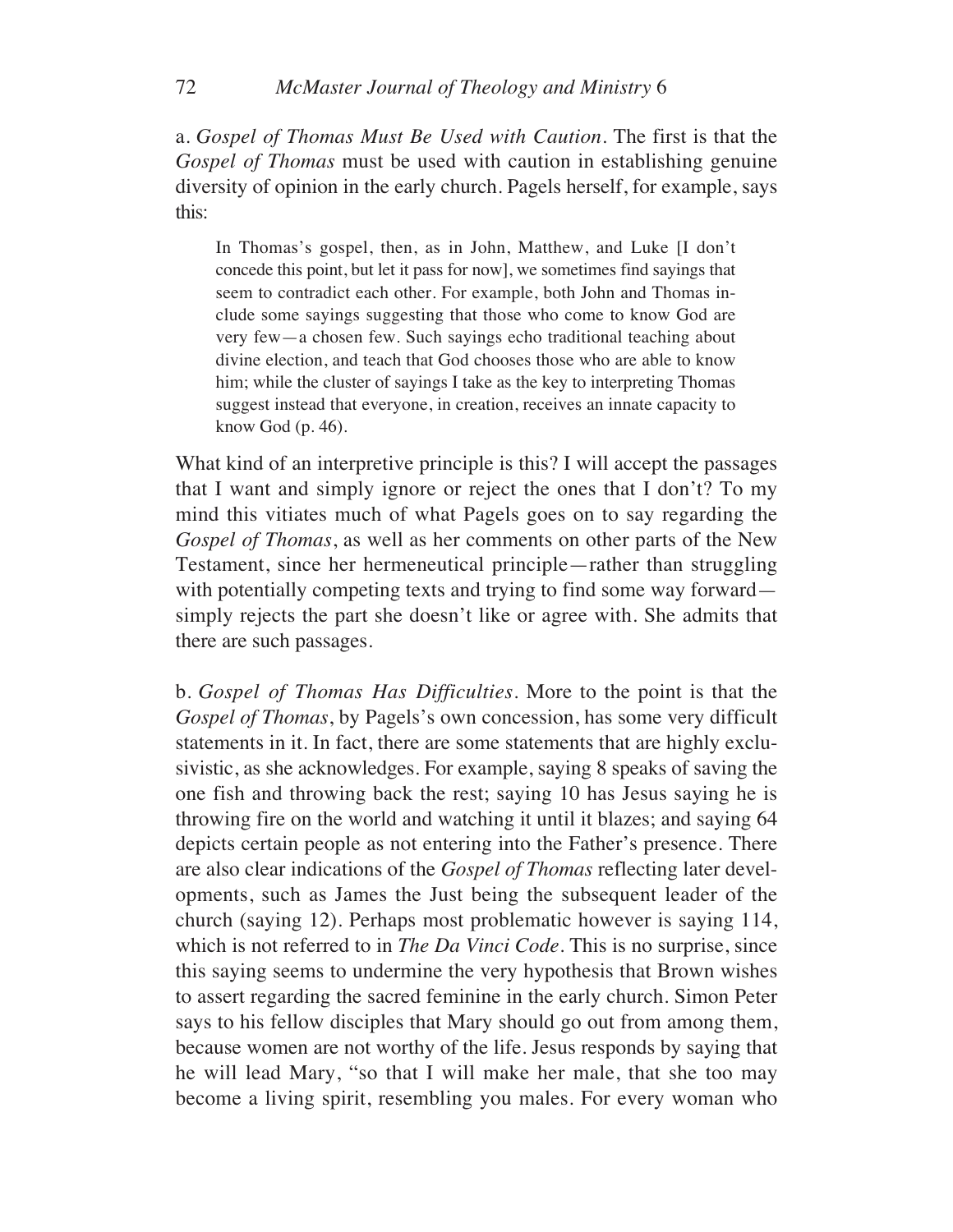a. *Gospel of Thomas Must Be Used with Caution*. The first is that the *Gospel of Thomas* must be used with caution in establishing genuine diversity of opinion in the early church. Pagels herself, for example, says this:

> In Thomas's gospel, then, as in John, Matthew, and Luke [I don't concede this point, but let it pass for now], we sometimes find sayings that seem to contradict each other. For example, both John and Thomas include some sayings suggesting that those who come to know God are very few—a chosen few. Such sayings echo traditional teaching about divine election, and teach that God chooses those who are able to know him; while the cluster of sayings I take as the key to interpreting Thomas suggest instead that everyone, in creation, receives an innate capacity to know God (p. 46).

What kind of an interpretive principle is this? I will accept the passages that I want and simply ignore or reject the ones that I don't? To my mind this vitiates much of what Pagels goes on to say regarding the *Gospel of Thomas*, as well as her comments on other parts of the New Testament, since her hermeneutical principle—rather than struggling with potentially competing texts and trying to find some way forward—simply rejects the part she doesn't like or agree with. She admits that there are such passages.

b. *Gospel of Thomas Has Difficulties*. More to the point is that the *Gospel of Thomas*, by Pagels's own concession, has some very difficult statements in it. In fact, there are some statements that are highly exclusivistic, as she acknowledges. For example, saying 8 speaks of saving the one fish and throwing back the rest; saying 10 has Jesus saying he is throwing fire on the world and watching it until it blazes; and saying 64 depicts certain people as not entering into the Father's presence. There are also clear indications of the *Gospel of Thomas* reflecting later developments, such as James the Just being the subsequent leader of the church (saying 12). Perhaps most problematic however is saying 114, which is not referred to in *The Da Vinci Code*. This is no surprise, since this saying seems to undermine the very hypothesis that Brown wishes to assert regarding the sacred feminine in the early church. Simon Peter says to his fellow disciples that Mary should go out from among them, because women are not worthy of the life. Jesus responds by saying that he will lead Mary, "so that I will make her male, that she too may become a living spirit, resembling you males. For every woman who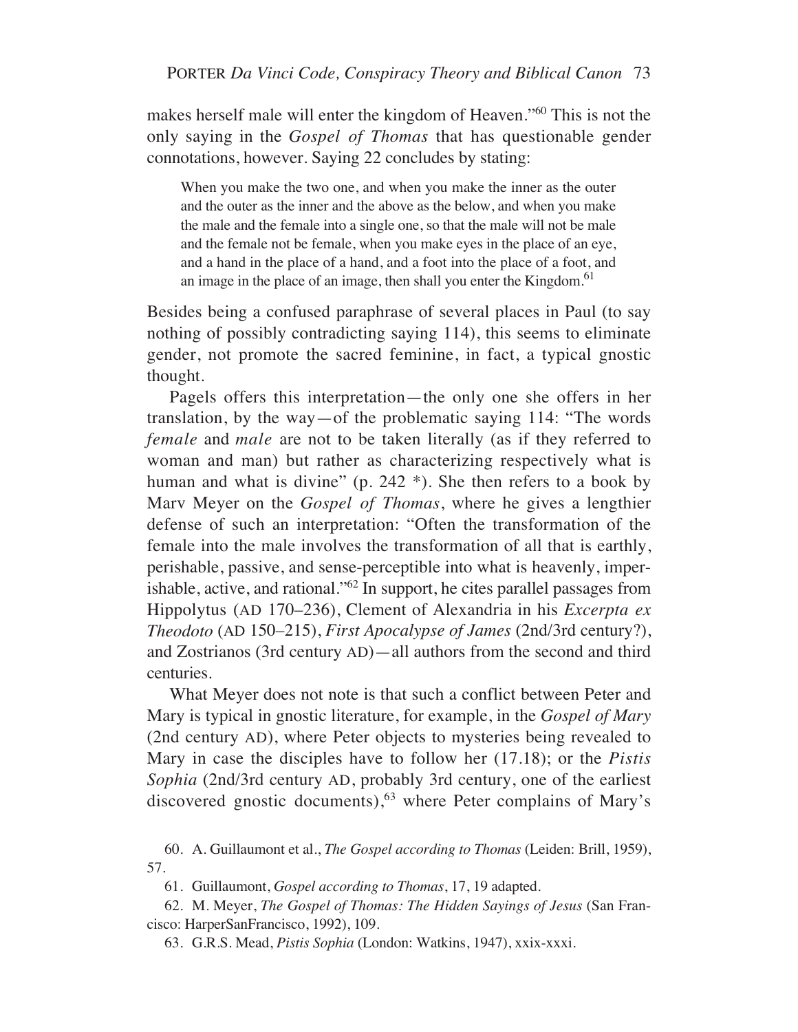makes herself male will enter the kingdom of Heaven."[60] This is not the only saying in the *Gospel of Thomas* that has questionable gender connotations, however. Saying 22 concludes by stating:

> When you make the two one, and when you make the inner as the outer and the outer as the inner and the above as the below, and when you make the male and the female into a single one, so that the male will not be male and the female not be female, when you make eyes in the place of an eye, and a hand in the place of a hand, and a foot into the place of a foot, and an image in the place of an image, then shall you enter the Kingdom.[61]

Besides being a confused paraphrase of several places in Paul (to say nothing of possibly contradicting saying 114), this seems to eliminate gender, not promote the sacred feminine, in fact, a typical gnostic thought.

Pagels offers this interpretation—the only one she offers in her translation, by the way—of the problematic saying 114: "The words *female* and *male* are not to be taken literally (as if they referred to woman and man) but rather as characterizing respectively what is human and what is divine" (p. 242 *). She then refers to a book by Marv Meyer on the *Gospel of Thomas*, where he gives a lengthier defense of such an interpretation: "Often the transformation of the female into the male involves the transformation of all that is earthly, perishable, passive, and sense-perceptible into what is heavenly, imperishable, active, and rational."[62] In support, he cites parallel passages from Hippolytus (AD 170–236), Clement of Alexandria in his *Excerpta ex Theodoto* (AD 150–215), *First Apocalypse of James* (2nd/3rd century?), and Zostrianos (3rd century AD)—all authors from the second and third centuries.

What Meyer does not note is that such a conflict between Peter and Mary is typical in gnostic literature, for example, in the *Gospel of Mary* (2nd century AD), where Peter objects to mysteries being revealed to Mary in case the disciples have to follow her (17.18); or the *Pistis Sophia* (2nd/3rd century AD, probably 3rd century, one of the earliest discovered gnostic documents),[63] where Peter complains of Mary's

60. A. Guillaumont et al., *The Gospel according to Thomas* (Leiden: Brill, 1959), 57.

61. Guillaumont, *Gospel according to Thomas*, 17, 19 adapted.

62. M. Meyer, *The Gospel of Thomas: The Hidden Sayings of Jesus* (San Francisco: HarperSanFrancisco, 1992), 109.

63. G.R.S. Mead, *Pistis Sophia* (London: Watkins, 1947), xxix-xxxi.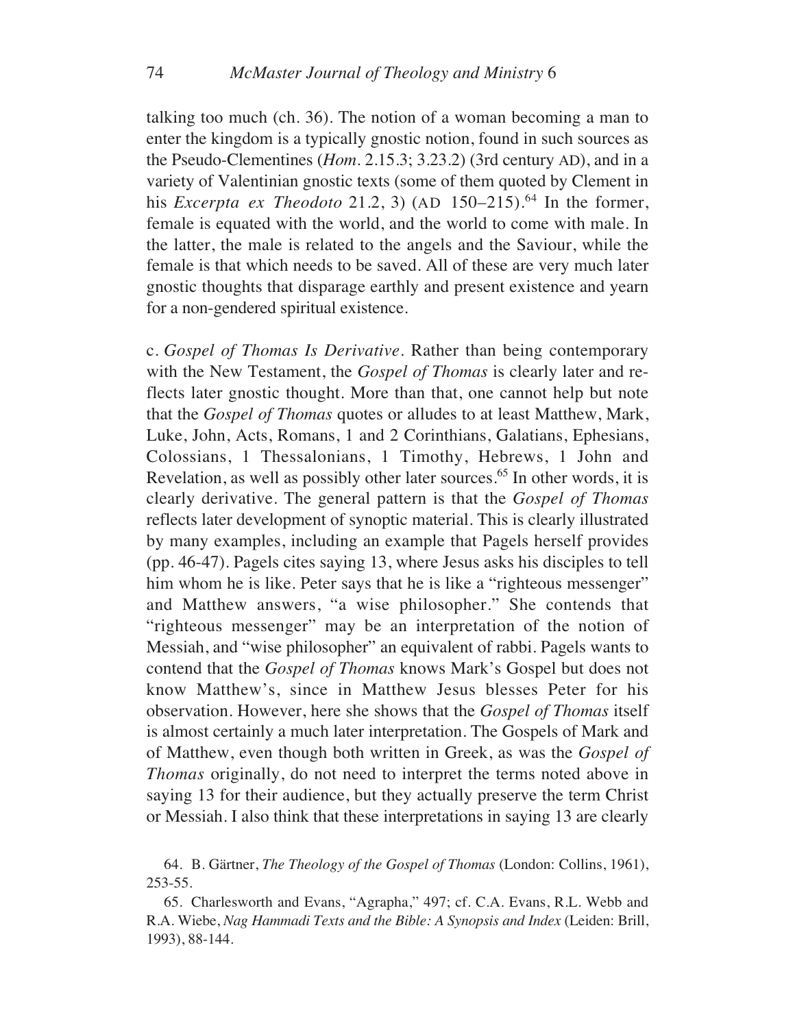talking too much (ch. 36). The notion of a woman becoming a man to enter the kingdom is a typically gnostic notion, found in such sources as the Pseudo-Clementines (*Hom*. 2.15.3; 3.23.2) (3rd century AD), and in a variety of Valentinian gnostic texts (some of them quoted by Clement in his *Excerpta ex Theodoto* 21.2, 3) (AD 150–215).[64] In the former, female is equated with the world, and the world to come with male. In the latter, the male is related to the angels and the Saviour, while the female is that which needs to be saved. All of these are very much later gnostic thoughts that disparage earthly and present existence and yearn for a non-gendered spiritual existence.

c. *Gospel of Thomas Is Derivative*. Rather than being contemporary with the New Testament, the *Gospel of Thomas* is clearly later and reflects later gnostic thought. More than that, one cannot help but note that the *Gospel of Thomas* quotes or alludes to at least Matthew, Mark, Luke, John, Acts, Romans, 1 and 2 Corinthians, Galatians, Ephesians, Colossians, 1 Thessalonians, 1 Timothy, Hebrews, 1 John and Revelation, as well as possibly other later sources.[65] In other words, it is clearly derivative. The general pattern is that the *Gospel of Thomas* reflects later development of synoptic material. This is clearly illustrated by many examples, including an example that Pagels herself provides (pp. 46-47). Pagels cites saying 13, where Jesus asks his disciples to tell him whom he is like. Peter says that he is like a "righteous messenger" and Matthew answers, "a wise philosopher." She contends that "righteous messenger" may be an interpretation of the notion of Messiah, and "wise philosopher" an equivalent of rabbi. Pagels wants to contend that the *Gospel of Thomas* knows Mark's Gospel but does not know Matthew's, since in Matthew Jesus blesses Peter for his observation. However, here she shows that the *Gospel of Thomas* itself is almost certainly a much later interpretation. The Gospels of Mark and of Matthew, even though both written in Greek, as was the *Gospel of Thomas* originally, do not need to interpret the terms noted above in saying 13 for their audience, but they actually preserve the term Christ or Messiah. I also think that these interpretations in saying 13 are clearly

64. B. Gärtner, *The Theology of the Gospel of Thomas* (London: Collins, 1961), 253-55.

65. Charlesworth and Evans, "Agrapha," 497; cf. C.A. Evans, R.L. Webb and R.A. Wiebe, *Nag Hammadi Texts and the Bible: A Synopsis and Index* (Leiden: Brill, 1993), 88-144.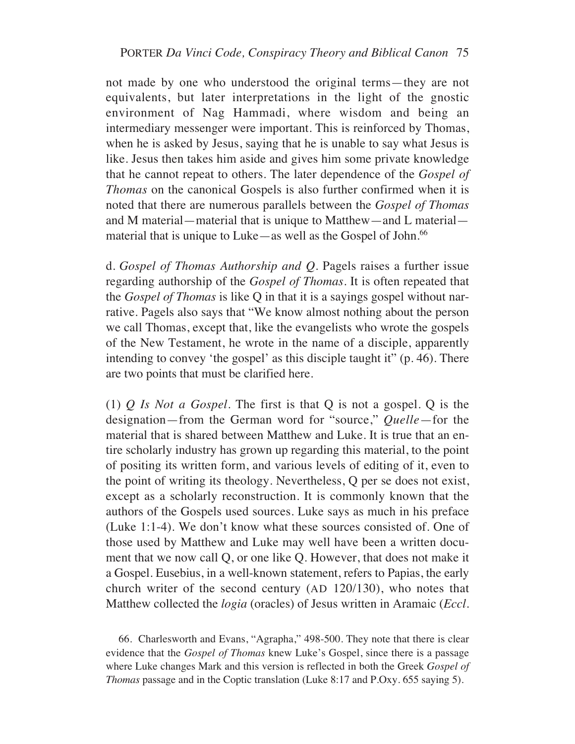not made by one who understood the original terms—they are not equivalents, but later interpretations in the light of the gnostic environment of Nag Hammadi, where wisdom and being an intermediary messenger were important. This is reinforced by Thomas, when he is asked by Jesus, saying that he is unable to say what Jesus is like. Jesus then takes him aside and gives him some private knowledge that he cannot repeat to others. The later dependence of the *Gospel of Thomas* on the canonical Gospels is also further confirmed when it is noted that there are numerous parallels between the *Gospel of Thomas* and M material—material that is unique to Matthew—and L material—material that is unique to Luke—as well as the Gospel of John.[66]

d. *Gospel of Thomas Authorship and Q*. Pagels raises a further issue regarding authorship of the *Gospel of Thomas*. It is often repeated that the *Gospel of Thomas* is like Q in that it is a sayings gospel without narrative. Pagels also says that "We know almost nothing about the person we call Thomas, except that, like the evangelists who wrote the gospels of the New Testament, he wrote in the name of a disciple, apparently intending to convey 'the gospel' as this disciple taught it" (p. 46). There are two points that must be clarified here.

(1) *Q Is Not a Gospel*. The first is that Q is not a gospel. Q is the designation—from the German word for "source," *Quelle*—for the material that is shared between Matthew and Luke. It is true that an entire scholarly industry has grown up regarding this material, to the point of positing its written form, and various levels of editing of it, even to the point of writing its theology. Nevertheless, Q per se does not exist, except as a scholarly reconstruction. It is commonly known that the authors of the Gospels used sources. Luke says as much in his preface (Luke 1:1-4). We don't know what these sources consisted of. One of those used by Matthew and Luke may well have been a written document that we now call Q, or one like Q. However, that does not make it a Gospel. Eusebius, in a well-known statement, refers to Papias, the early church writer of the second century (AD 120/130), who notes that Matthew collected the *logia* (oracles) of Jesus written in Aramaic (*Eccl.*

66. Charlesworth and Evans, "Agrapha," 498-500. They note that there is clear evidence that the *Gospel of Thomas* knew Luke's Gospel, since there is a passage where Luke changes Mark and this version is reflected in both the Greek *Gospel of Thomas* passage and in the Coptic translation (Luke 8:17 and P.Oxy. 655 saying 5).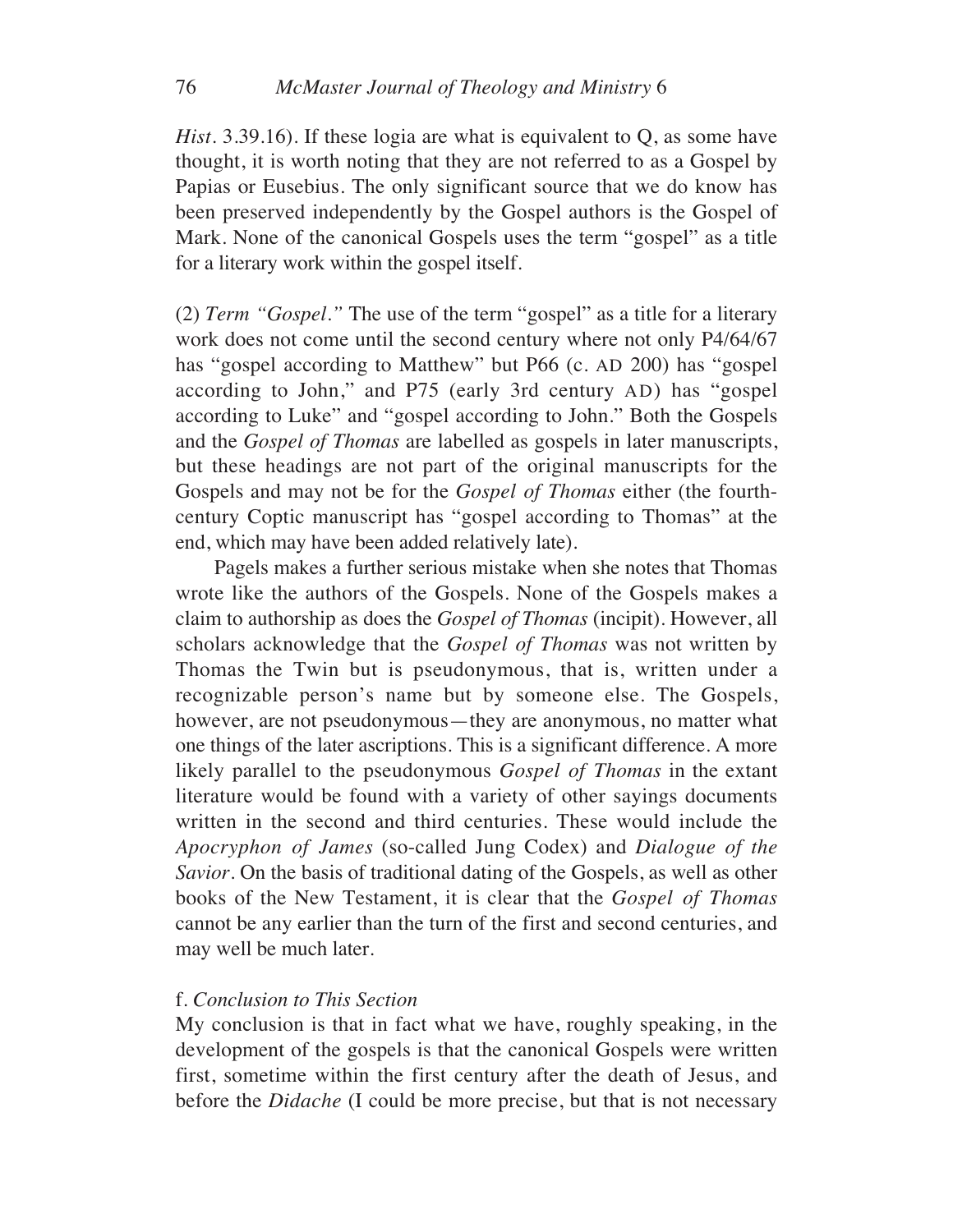*Hist*. 3.39.16). If these logia are what is equivalent to Q, as some have thought, it is worth noting that they are not referred to as a Gospel by Papias or Eusebius. The only significant source that we do know has been preserved independently by the Gospel authors is the Gospel of Mark. None of the canonical Gospels uses the term "gospel" as a title for a literary work within the gospel itself.

(2) *Term "Gospel."* The use of the term "gospel" as a title for a literary work does not come until the second century where not only P4/64/67 has "gospel according to Matthew" but P66 (c. AD 200) has "gospel according to John," and P75 (early 3rd century AD) has "gospel according to Luke" and "gospel according to John." Both the Gospels and the *Gospel of Thomas* are labelled as gospels in later manuscripts, but these headings are not part of the original manuscripts for the Gospels and may not be for the *Gospel of Thomas* either (the fourth-century Coptic manuscript has "gospel according to Thomas" at the end, which may have been added relatively late).

Pagels makes a further serious mistake when she notes that Thomas wrote like the authors of the Gospels. None of the Gospels makes a claim to authorship as does the *Gospel of Thomas* (incipit). However, all scholars acknowledge that the *Gospel of Thomas* was not written by Thomas the Twin but is pseudonymous, that is, written under a recognizable person's name but by someone else. The Gospels, however, are not pseudonymous—they are anonymous, no matter what one things of the later ascriptions. This is a significant difference. A more likely parallel to the pseudonymous *Gospel of Thomas* in the extant literature would be found with a variety of other sayings documents written in the second and third centuries. These would include the *Apocryphon of James* (so-called Jung Codex) and *Dialogue of the Savior*. On the basis of traditional dating of the Gospels, as well as other books of the New Testament, it is clear that the *Gospel of Thomas* cannot be any earlier than the turn of the first and second centuries, and may well be much later.

### f. *Conclusion to This Section*

My conclusion is that in fact what we have, roughly speaking, in the development of the gospels is that the canonical Gospels were written first, sometime within the first century after the death of Jesus, and before the *Didache* (I could be more precise, but that is not necessary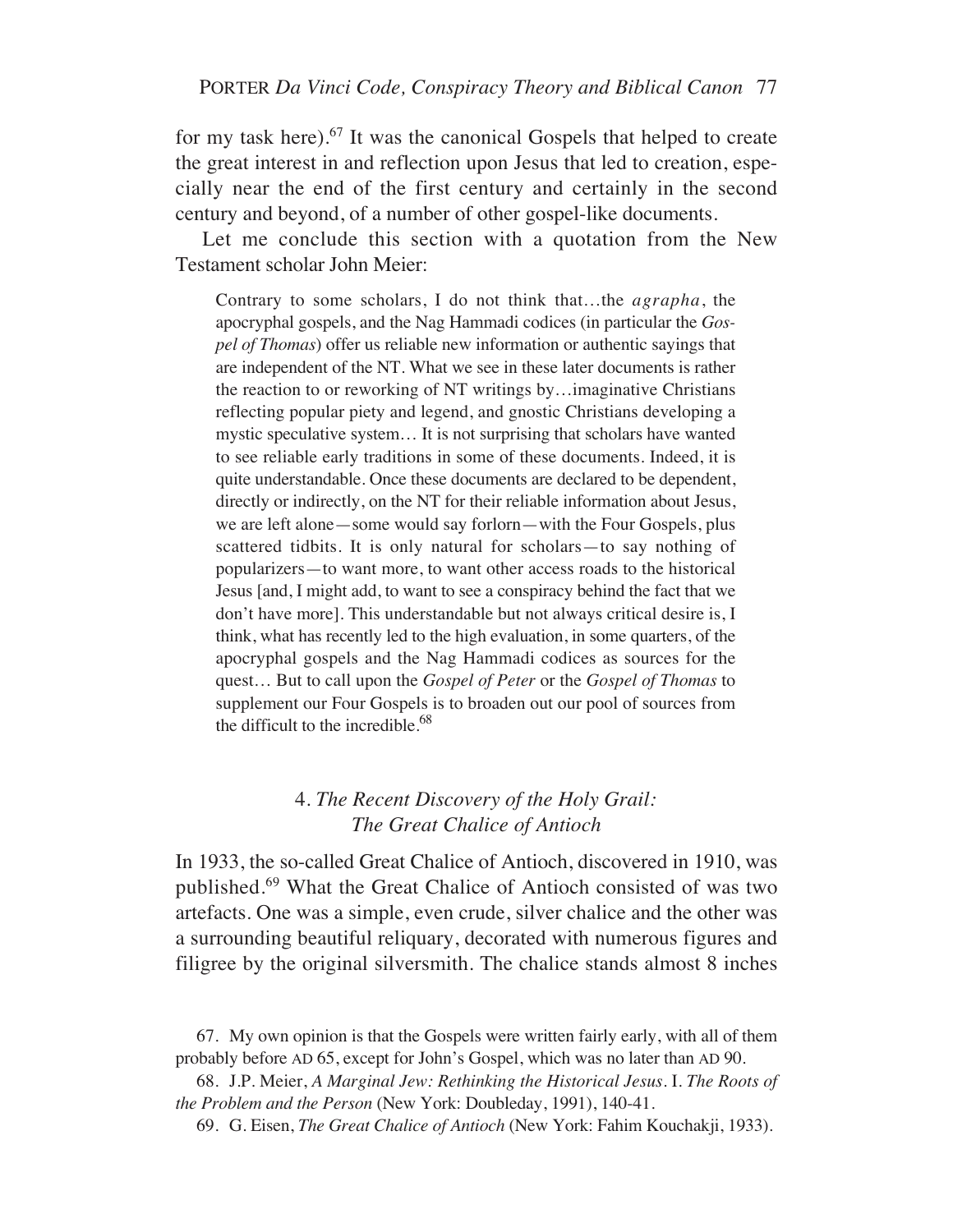for my task here).[67] It was the canonical Gospels that helped to create the great interest in and reflection upon Jesus that led to creation, especially near the end of the first century and certainly in the second century and beyond, of a number of other gospel-like documents.

Let me conclude this section with a quotation from the New Testament scholar John Meier:

> Contrary to some scholars, I do not think that…the *agrapha*, the apocryphal gospels, and the Nag Hammadi codices (in particular the *Gospel of Thomas*) offer us reliable new information or authentic sayings that are independent of the NT. What we see in these later documents is rather the reaction to or reworking of NT writings by…imaginative Christians reflecting popular piety and legend, and gnostic Christians developing a mystic speculative system… It is not surprising that scholars have wanted to see reliable early traditions in some of these documents. Indeed, it is quite understandable. Once these documents are declared to be dependent, directly or indirectly, on the NT for their reliable information about Jesus, we are left alone—some would say forlorn—with the Four Gospels, plus scattered tidbits. It is only natural for scholars—to say nothing of popularizers—to want more, to want other access roads to the historical Jesus [and, I might add, to want to see a conspiracy behind the fact that we don't have more]. This understandable but not always critical desire is, I think, what has recently led to the high evaluation, in some quarters, of the apocryphal gospels and the Nag Hammadi codices as sources for the quest… But to call upon the *Gospel of Peter* or the *Gospel of Thomas* to supplement our Four Gospels is to broaden out our pool of sources from the difficult to the incredible.[68]

## 4. *The Recent Discovery of the Holy Grail: The Great Chalice of Antioch*

In 1933, the so-called Great Chalice of Antioch, discovered in 1910, was published.[69] What the Great Chalice of Antioch consisted of was two artefacts. One was a simple, even crude, silver chalice and the other was a surrounding beautiful reliquary, decorated with numerous figures and filigree by the original silversmith. The chalice stands almost 8 inches

67. My own opinion is that the Gospels were written fairly early, with all of them probably before AD 65, except for John's Gospel, which was no later than AD 90.

68. J.P. Meier, *A Marginal Jew: Rethinking the Historical Jesus*. I. *The Roots of the Problem and the Person* (New York: Doubleday, 1991), 140-41.

69. G. Eisen, *The Great Chalice of Antioch* (New York: Fahim Kouchakji, 1933).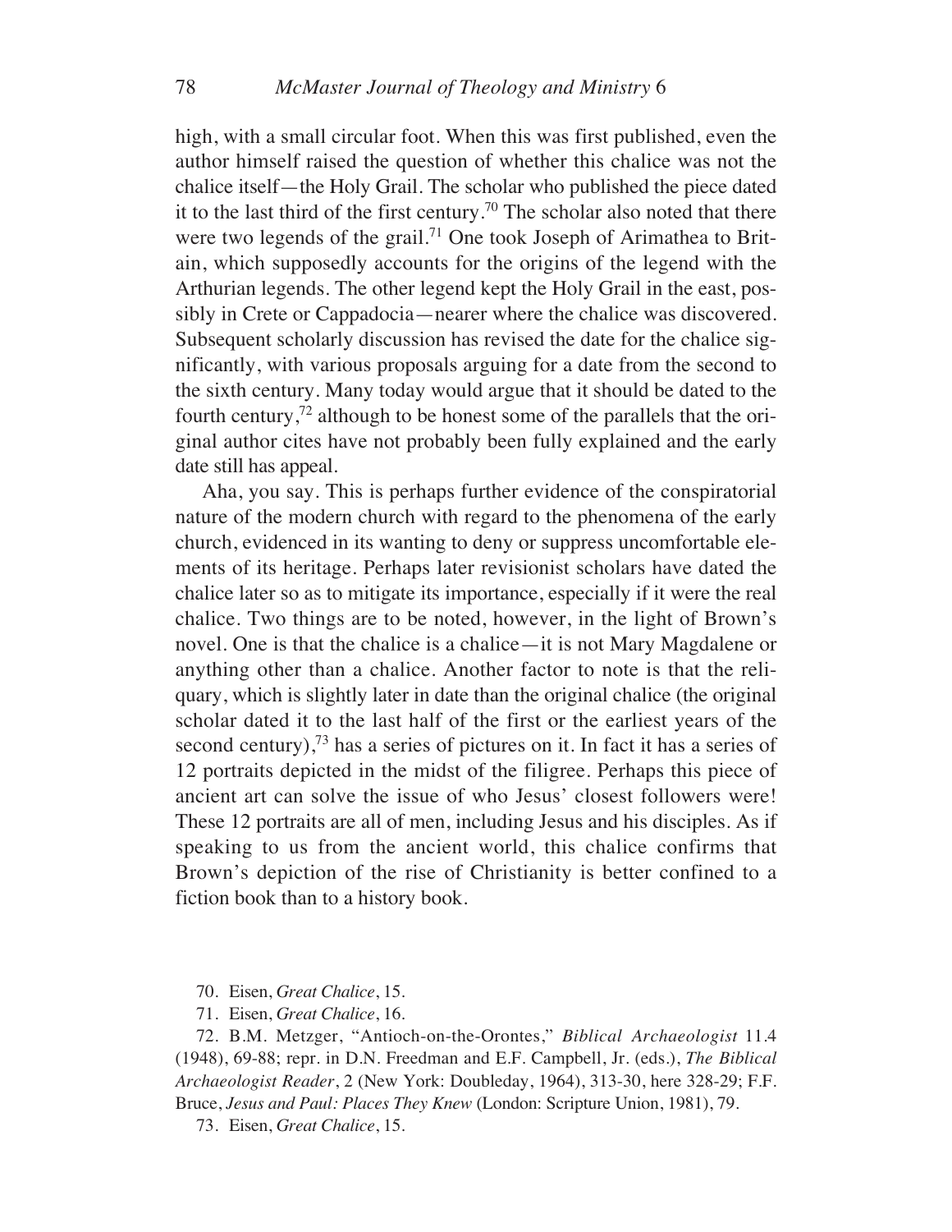high, with a small circular foot. When this was first published, even the author himself raised the question of whether this chalice was not the chalice itself—the Holy Grail. The scholar who published the piece dated it to the last third of the first century.[70] The scholar also noted that there were two legends of the grail.[71] One took Joseph of Arimathea to Britain, which supposedly accounts for the origins of the legend with the Arthurian legends. The other legend kept the Holy Grail in the east, possibly in Crete or Cappadocia—nearer where the chalice was discovered. Subsequent scholarly discussion has revised the date for the chalice significantly, with various proposals arguing for a date from the second to the sixth century. Many today would argue that it should be dated to the fourth century,[72] although to be honest some of the parallels that the original author cites have not probably been fully explained and the early date still has appeal.

Aha, you say. This is perhaps further evidence of the conspiratorial nature of the modern church with regard to the phenomena of the early church, evidenced in its wanting to deny or suppress uncomfortable elements of its heritage. Perhaps later revisionist scholars have dated the chalice later so as to mitigate its importance, especially if it were the real chalice. Two things are to be noted, however, in the light of Brown's novel. One is that the chalice is a chalice—it is not Mary Magdalene or anything other than a chalice. Another factor to note is that the reliquary, which is slightly later in date than the original chalice (the original scholar dated it to the last half of the first or the earliest years of the second century),[73] has a series of pictures on it. In fact it has a series of 12 portraits depicted in the midst of the filigree. Perhaps this piece of ancient art can solve the issue of who Jesus' closest followers were! These 12 portraits are all of men, including Jesus and his disciples. As if speaking to us from the ancient world, this chalice confirms that Brown's depiction of the rise of Christianity is better confined to a fiction book than to a history book.

70. Eisen, *Great Chalice*, 15.

71. Eisen, *Great Chalice*, 16.

72. B.M. Metzger, "Antioch-on-the-Orontes," *Biblical Archaeologist* 11.4 (1948), 69-88; repr. in D.N. Freedman and E.F. Campbell, Jr. (eds.), *The Biblical Archaeologist Reader*, 2 (New York: Doubleday, 1964), 313-30, here 328-29; F.F. Bruce, *Jesus and Paul: Places They Knew* (London: Scripture Union, 1981), 79.

73. Eisen, *Great Chalice*, 15.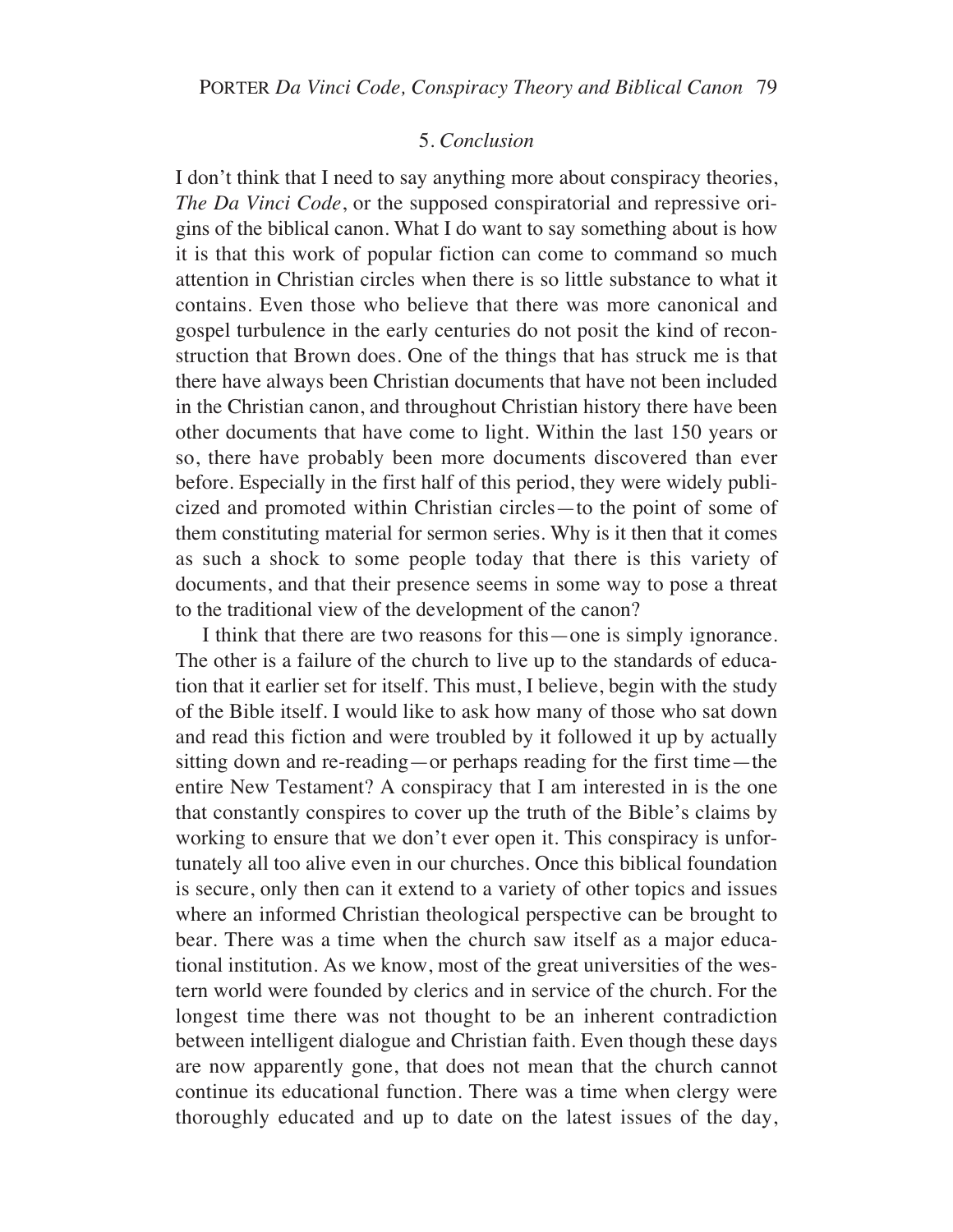## 5. *Conclusion*

I don't think that I need to say anything more about conspiracy theories, *The Da Vinci Code*, or the supposed conspiratorial and repressive origins of the biblical canon. What I do want to say something about is how it is that this work of popular fiction can come to command so much attention in Christian circles when there is so little substance to what it contains. Even those who believe that there was more canonical and gospel turbulence in the early centuries do not posit the kind of reconstruction that Brown does. One of the things that has struck me is that there have always been Christian documents that have not been included in the Christian canon, and throughout Christian history there have been other documents that have come to light. Within the last 150 years or so, there have probably been more documents discovered than ever before. Especially in the first half of this period, they were widely publicized and promoted within Christian circles—to the point of some of them constituting material for sermon series. Why is it then that it comes as such a shock to some people today that there is this variety of documents, and that their presence seems in some way to pose a threat to the traditional view of the development of the canon?

I think that there are two reasons for this—one is simply ignorance. The other is a failure of the church to live up to the standards of education that it earlier set for itself. This must, I believe, begin with the study of the Bible itself. I would like to ask how many of those who sat down and read this fiction and were troubled by it followed it up by actually sitting down and re-reading—or perhaps reading for the first time—the entire New Testament? A conspiracy that I am interested in is the one that constantly conspires to cover up the truth of the Bible's claims by working to ensure that we don't ever open it. This conspiracy is unfortunately all too alive even in our churches. Once this biblical foundation is secure, only then can it extend to a variety of other topics and issues where an informed Christian theological perspective can be brought to bear. There was a time when the church saw itself as a major educational institution. As we know, most of the great universities of the western world were founded by clerics and in service of the church. For the longest time there was not thought to be an inherent contradiction between intelligent dialogue and Christian faith. Even though these days are now apparently gone, that does not mean that the church cannot continue its educational function. There was a time when clergy were thoroughly educated and up to date on the latest issues of the day,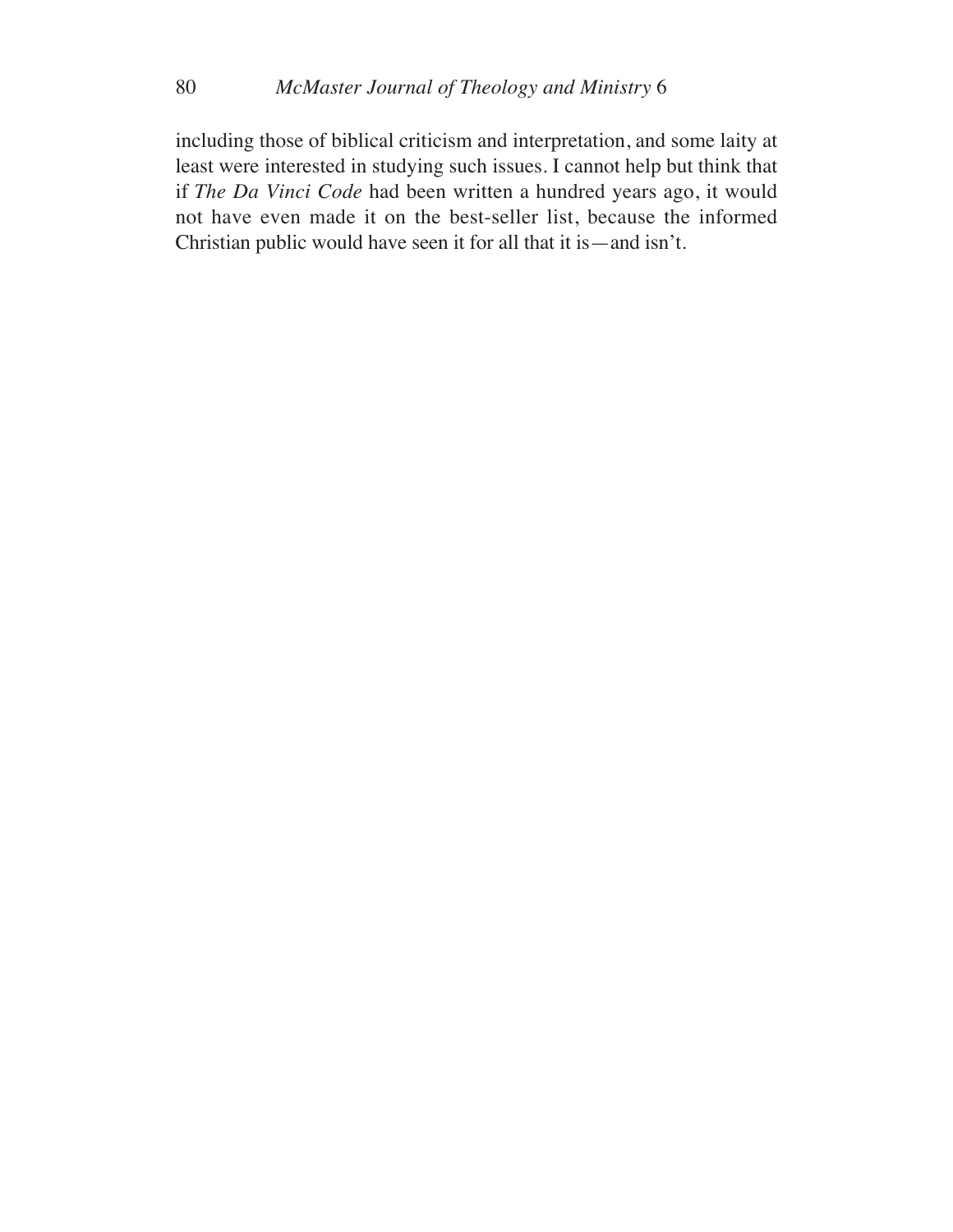including those of biblical criticism and interpretation, and some laity at least were interested in studying such issues. I cannot help but think that if *The Da Vinci Code* had been written a hundred years ago, it would not have even made it on the best-seller list, because the informed Christian public would have seen it for all that it is—and isn't.